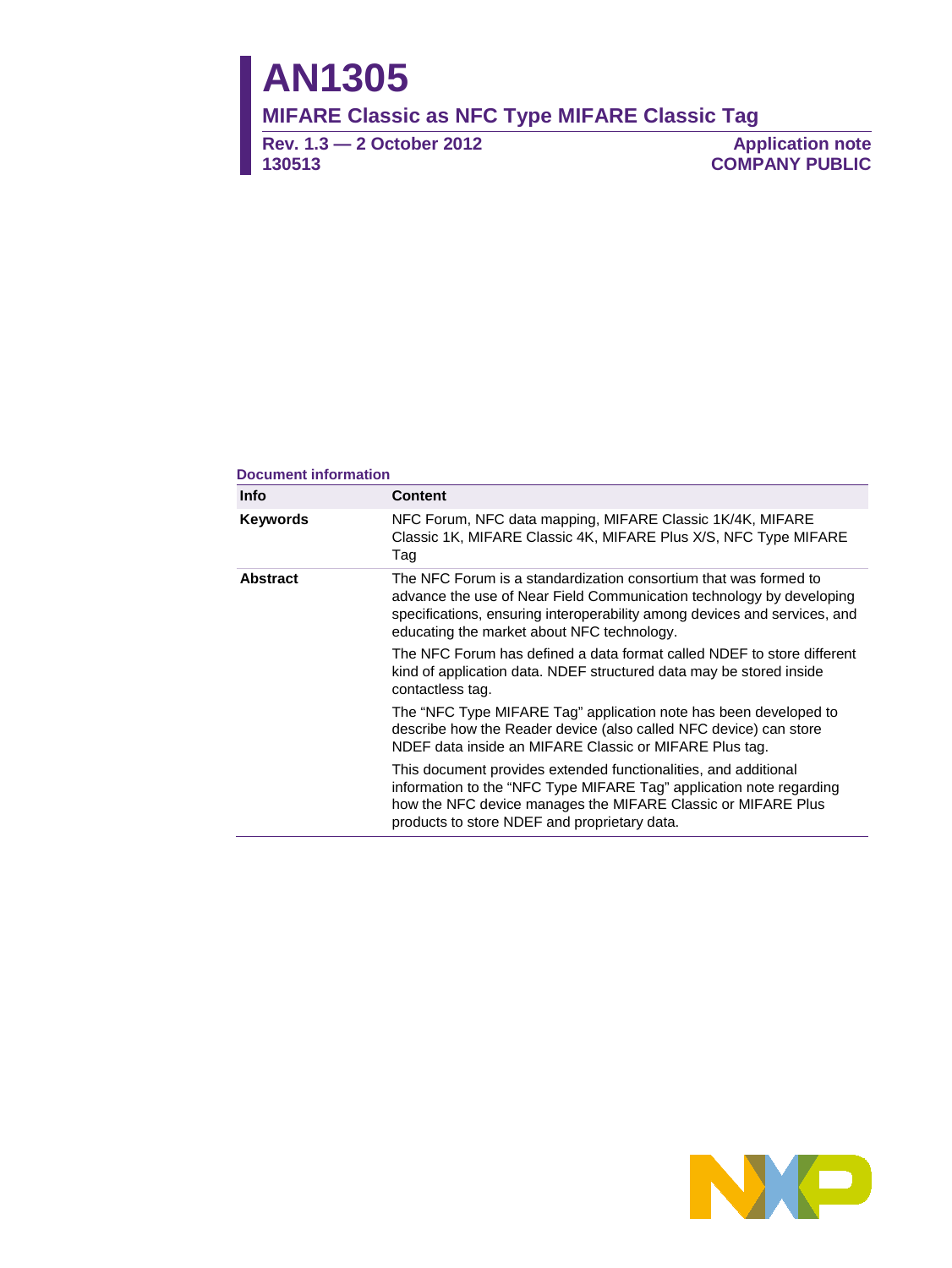# AN1305

## MIFARE Classic as NFC Type MIFARE Classic Tag

**Rev. 1.3 — 2 October 2012**
**130513**

**Application note**
**COMPANY PUBLIC**

**Document information**

| Info | Content |
|---|---|
| **Keywords** | NFC Forum, NFC data mapping, MIFARE Classic 1K/4K, MIFARE Classic 1K, MIFARE Classic 4K, MIFARE Plus X/S, NFC Type MIFARE Tag |
| **Abstract** | The NFC Forum is a standardization consortium that was formed to advance the use of Near Field Communication technology by developing specifications, ensuring interoperability among devices and services, and educating the market about NFC technology.<br><br>The NFC Forum has defined a data format called NDEF to store different kind of application data. NDEF structured data may be stored inside contactless tag.<br><br>The "NFC Type MIFARE Tag" application note has been developed to describe how the Reader device (also called NFC device) can store NDEF data inside an MIFARE Classic or MIFARE Plus tag.<br><br>This document provides extended functionalities, and additional information to the "NFC Type MIFARE Tag" application note regarding how the NFC device manages the MIFARE Classic or MIFARE Plus products to store NDEF and proprietary data. |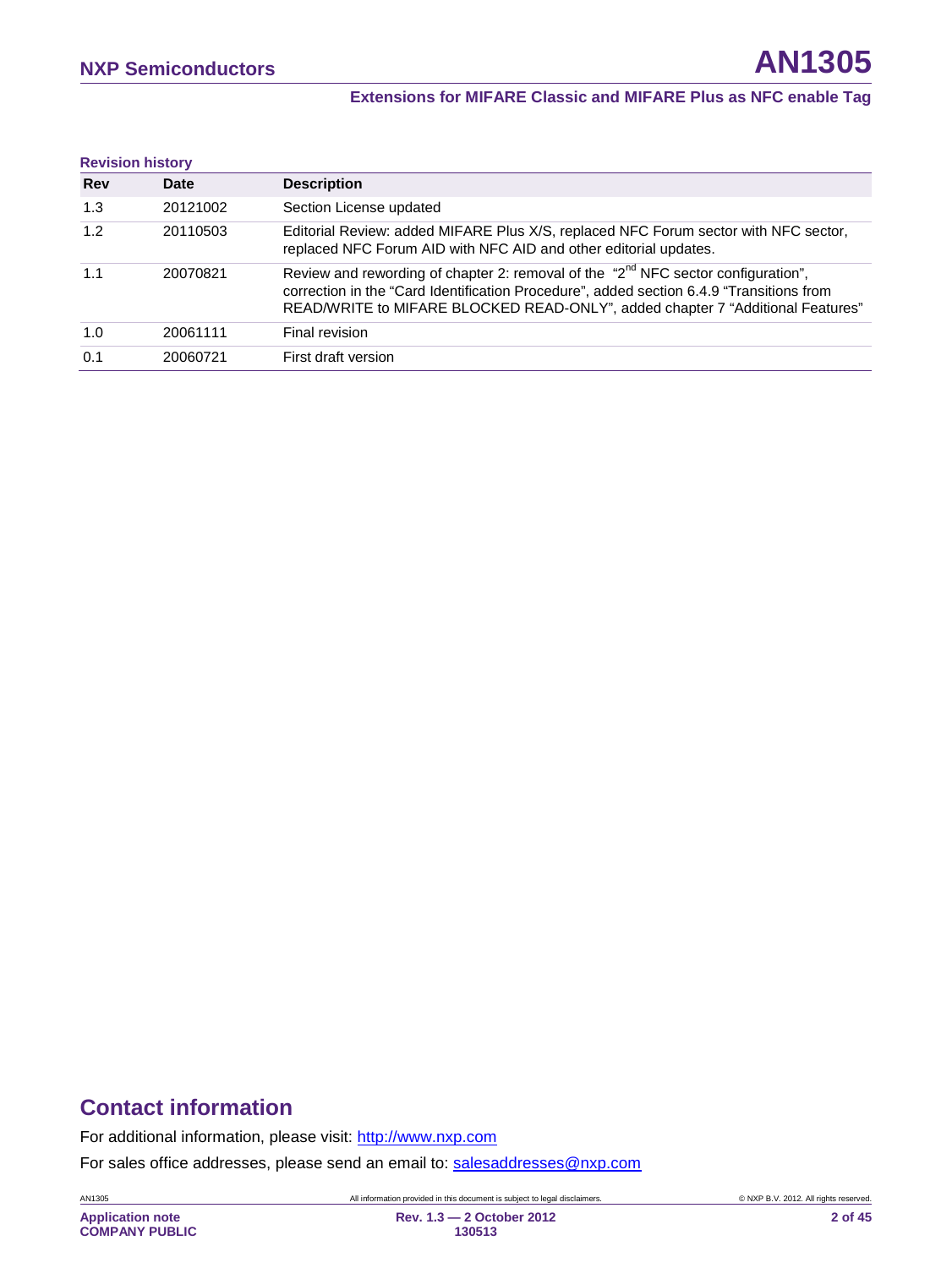**Revision history**

| Rev | Date | Description |
|---|---|---|
| 1.3 | 20121002 | Section License updated |
| 1.2 | 20110503 | Editorial Review: added MIFARE Plus X/S, replaced NFC Forum sector with NFC sector, replaced NFC Forum AID with NFC AID and other editorial updates. |
| 1.1 | 20070821 | Review and rewording of chapter 2: removal of the "2nd NFC sector configuration", correction in the "Card Identification Procedure", added section 6.4.9 "Transitions from READ/WRITE to MIFARE BLOCKED READ-ONLY", added chapter 7 "Additional Features" |
| 1.0 | 20061111 | Final revision |
| 0.1 | 20060721 | First draft version |

## Contact information

For additional information, please visit: http://www.nxp.com

For sales office addresses, please send an email to: salesaddresses@nxp.com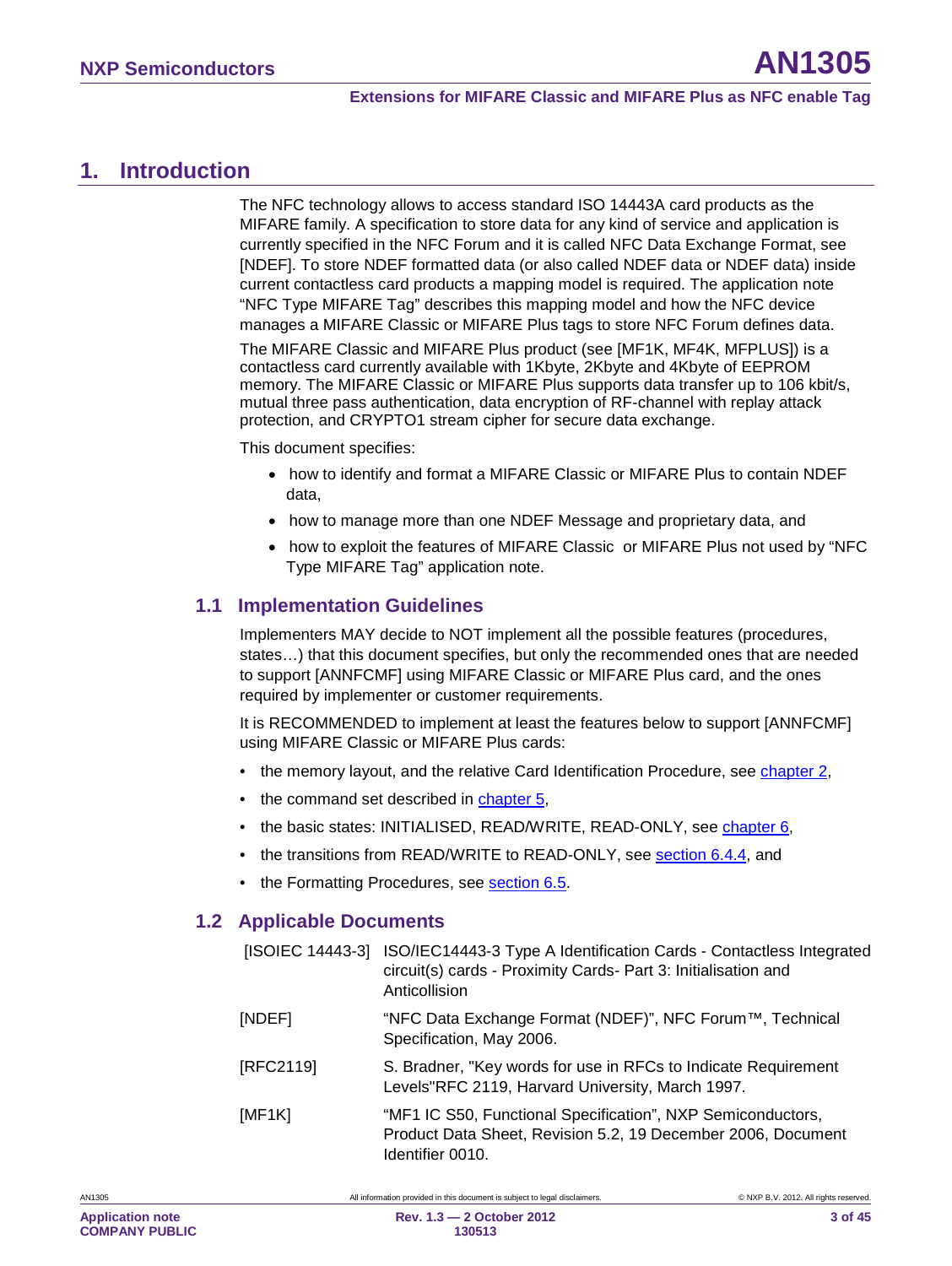# 1. Introduction

The NFC technology allows to access standard ISO 14443A card products as the MIFARE family. A specification to store data for any kind of service and application is currently specified in the NFC Forum and it is called NFC Data Exchange Format, see [NDEF]. To store NDEF formatted data (or also called NDEF data or NDEF data) inside current contactless card products a mapping model is required. The application note "NFC Type MIFARE Tag" describes this mapping model and how the NFC device manages a MIFARE Classic or MIFARE Plus tags to store NFC Forum defines data.

The MIFARE Classic and MIFARE Plus product (see [MF1K, MF4K, MFPLUS]) is a contactless card currently available with 1Kbyte, 2Kbyte and 4Kbyte of EEPROM memory. The MIFARE Classic or MIFARE Plus supports data transfer up to 106 kbit/s, mutual three pass authentication, data encryption of RF-channel with replay attack protection, and CRYPTO1 stream cipher for secure data exchange.

This document specifies:

- how to identify and format a MIFARE Classic or MIFARE Plus to contain NDEF data,
- how to manage more than one NDEF Message and proprietary data, and
- how to exploit the features of MIFARE Classic or MIFARE Plus not used by "NFC Type MIFARE Tag" application note.

## 1.1 Implementation Guidelines

Implementers MAY decide to NOT implement all the possible features (procedures, states…) that this document specifies, but only the recommended ones that are needed to support [ANNFCMF] using MIFARE Classic or MIFARE Plus card, and the ones required by implementer or customer requirements.

It is RECOMMENDED to implement at least the features below to support [ANNFCMF] using MIFARE Classic or MIFARE Plus cards:

- the memory layout, and the relative Card Identification Procedure, see chapter 2,
- the command set described in chapter 5,
- the basic states: INITIALISED, READ/WRITE, READ-ONLY, see chapter 6,
- the transitions from READ/WRITE to READ-ONLY, see section 6.4.4, and
- the Formatting Procedures, see section 6.5.

## 1.2 Applicable Documents

| | |
|---|---|
| [ISOIEC 14443-3] | ISO/IEC14443-3 Type A Identification Cards - Contactless Integrated circuit(s) cards - Proximity Cards- Part 3: Initialisation and Anticollision |
| [NDEF] | "NFC Data Exchange Format (NDEF)", NFC Forum™, Technical Specification, May 2006. |
| [RFC2119] | S. Bradner, "Key words for use in RFCs to Indicate Requirement Levels"RFC 2119, Harvard University, March 1997. |
| [MF1K] | "MF1 IC S50, Functional Specification", NXP Semiconductors, Product Data Sheet, Revision 5.2, 19 December 2006, Document Identifier 0010. |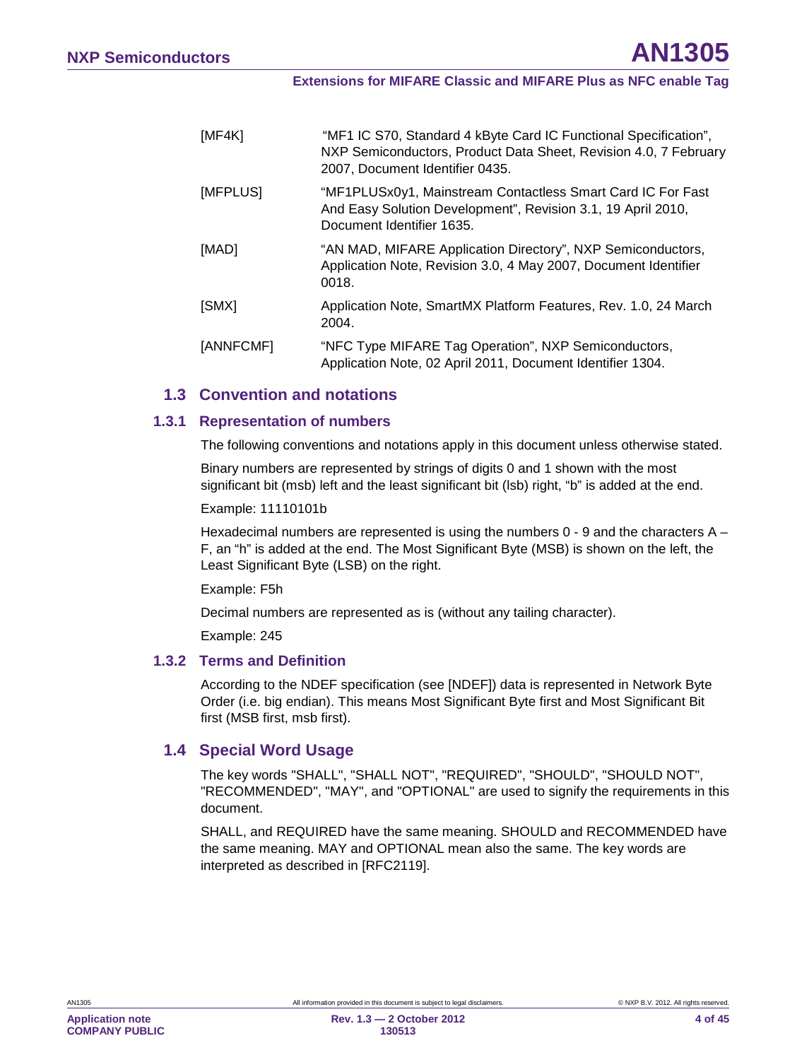| | |
|---|---|
| [MF4K] | "MF1 IC S70, Standard 4 kByte Card IC Functional Specification", NXP Semiconductors, Product Data Sheet, Revision 4.0, 7 February 2007, Document Identifier 0435. |
| [MFPLUS] | "MF1PLUSx0y1, Mainstream Contactless Smart Card IC For Fast And Easy Solution Development", Revision 3.1, 19 April 2010, Document Identifier 1635. |
| [MAD] | "AN MAD, MIFARE Application Directory", NXP Semiconductors, Application Note, Revision 3.0, 4 May 2007, Document Identifier 0018. |
| [SMX] | Application Note, SmartMX Platform Features, Rev. 1.0, 24 March 2004. |
| [ANNFCMF] | "NFC Type MIFARE Tag Operation", NXP Semiconductors, Application Note, 02 April 2011, Document Identifier 1304. |

## 1.3 Convention and notations

### 1.3.1 Representation of numbers

The following conventions and notations apply in this document unless otherwise stated.

Binary numbers are represented by strings of digits 0 and 1 shown with the most significant bit (msb) left and the least significant bit (lsb) right, "b" is added at the end.

Example: 11110101b

Hexadecimal numbers are represented is using the numbers 0 - 9 and the characters A – F, an "h" is added at the end. The Most Significant Byte (MSB) is shown on the left, the Least Significant Byte (LSB) on the right.

Example: F5h

Decimal numbers are represented as is (without any tailing character).

Example: 245

### 1.3.2 Terms and Definition

According to the NDEF specification (see [NDEF]) data is represented in Network Byte Order (i.e. big endian). This means Most Significant Byte first and Most Significant Bit first (MSB first, msb first).

## 1.4 Special Word Usage

The key words "SHALL", "SHALL NOT", "REQUIRED", "SHOULD", "SHOULD NOT", "RECOMMENDED", "MAY", and "OPTIONAL" are used to signify the requirements in this document.

SHALL, and REQUIRED have the same meaning. SHOULD and RECOMMENDED have the same meaning. MAY and OPTIONAL mean also the same. The key words are interpreted as described in [RFC2119].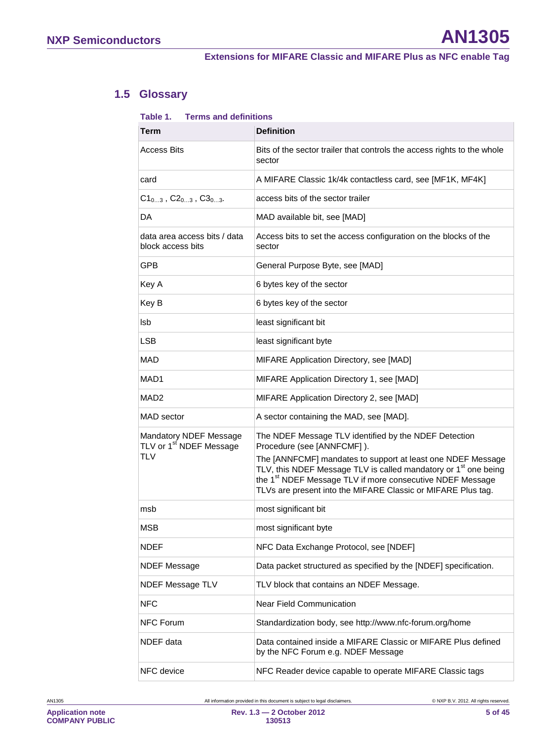## 1.5 Glossary

**Table 1. Terms and definitions**

| Term | Definition |
|---|---|
| Access Bits | Bits of the sector trailer that controls the access rights to the whole sector |
| card | A MIFARE Classic 1k/4k contactless card, see [MF1K, MF4K] |
| $C1_{0...3}$ , $C2_{0...3}$ , $C3_{0...3}$. | access bits of the sector trailer |
| DA | MAD available bit, see [MAD] |
| data area access bits / data block access bits | Access bits to set the access configuration on the blocks of the sector |
| GPB | General Purpose Byte, see [MAD] |
| Key A | 6 bytes key of the sector |
| Key B | 6 bytes key of the sector |
| lsb | least significant bit |
| LSB | least significant byte |
| MAD | MIFARE Application Directory, see [MAD] |
| MAD1 | MIFARE Application Directory 1, see [MAD] |
| MAD2 | MIFARE Application Directory 2, see [MAD] |
| MAD sector | A sector containing the MAD, see [MAD]. |
| Mandatory NDEF Message TLV or 1st NDEF Message TLV | The NDEF Message TLV identified by the NDEF Detection Procedure (see [ANNFCMF] ).<br>The [ANNFCMF] mandates to support at least one NDEF Message TLV, this NDEF Message TLV is called mandatory or 1st one being the 1st NDEF Message TLV if more consecutive NDEF Message TLVs are present into the MIFARE Classic or MIFARE Plus tag. |
| msb | most significant bit |
| MSB | most significant byte |
| NDEF | NFC Data Exchange Protocol, see [NDEF] |
| NDEF Message | Data packet structured as specified by the [NDEF] specification. |
| NDEF Message TLV | TLV block that contains an NDEF Message. |
| NFC | Near Field Communication |
| NFC Forum | Standardization body, see http://www.nfc-forum.org/home |
| NDEF data | Data contained inside a MIFARE Classic or MIFARE Plus defined by the NFC Forum e.g. NDEF Message |
| NFC device | NFC Reader device capable to operate MIFARE Classic tags |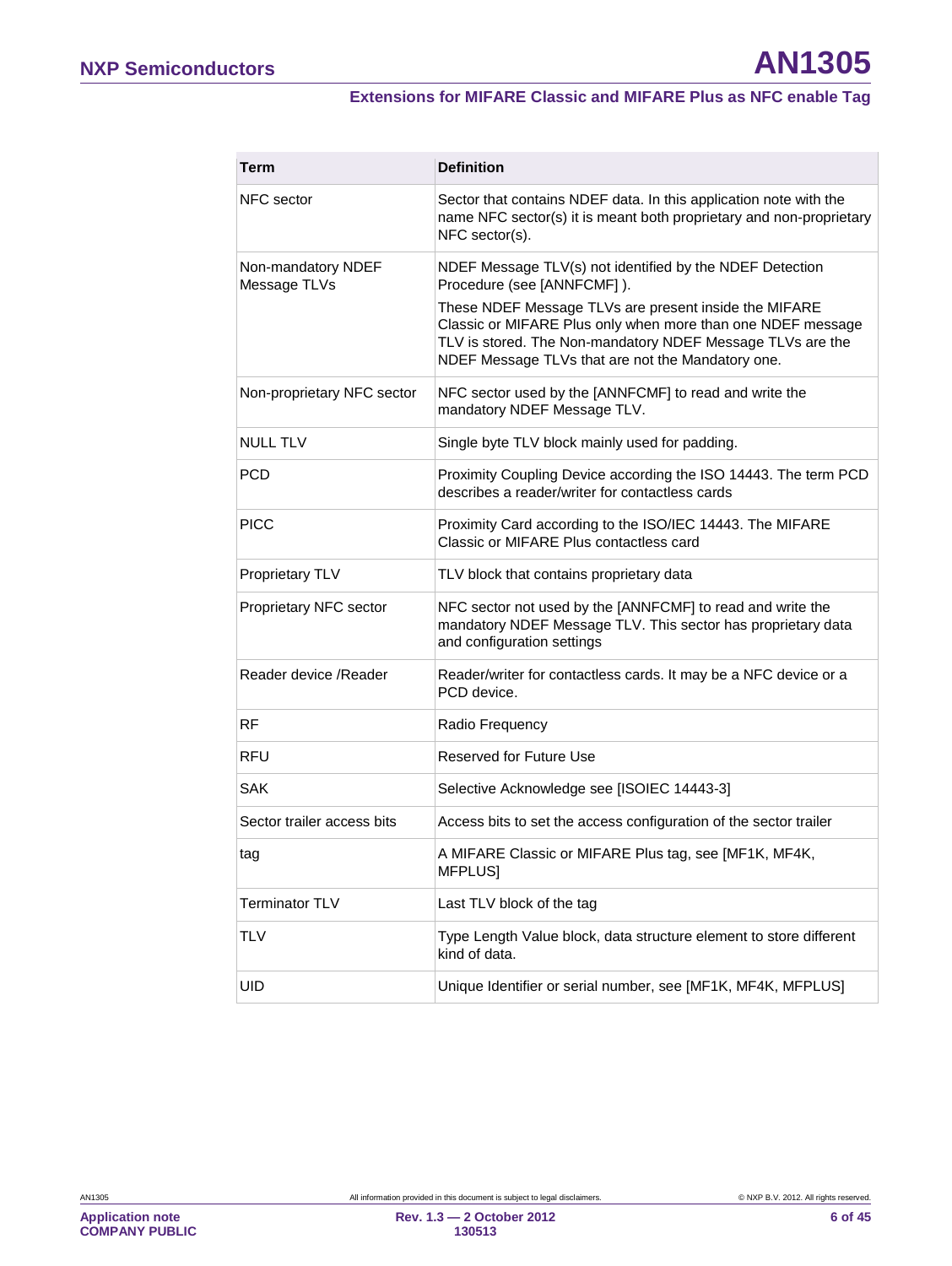| Term | Definition |
|---|---|
| NFC sector | Sector that contains NDEF data. In this application note with the name NFC sector(s) it is meant both proprietary and non-proprietary NFC sector(s). |
| Non-mandatory NDEF Message TLVs | NDEF Message TLV(s) not identified by the NDEF Detection Procedure (see [ANNFCMF] ). These NDEF Message TLVs are present inside the MIFARE Classic or MIFARE Plus only when more than one NDEF message TLV is stored. The Non-mandatory NDEF Message TLVs are the NDEF Message TLVs that are not the Mandatory one. |
| Non-proprietary NFC sector | NFC sector used by the [ANNFCMF] to read and write the mandatory NDEF Message TLV. |
| NULL TLV | Single byte TLV block mainly used for padding. |
| PCD | Proximity Coupling Device according the ISO 14443. The term PCD describes a reader/writer for contactless cards |
| PICC | Proximity Card according to the ISO/IEC 14443. The MIFARE Classic or MIFARE Plus contactless card |
| Proprietary TLV | TLV block that contains proprietary data |
| Proprietary NFC sector | NFC sector not used by the [ANNFCMF] to read and write the mandatory NDEF Message TLV. This sector has proprietary data and configuration settings |
| Reader device /Reader | Reader/writer for contactless cards. It may be a NFC device or a PCD device. |
| RF | Radio Frequency |
| RFU | Reserved for Future Use |
| SAK | Selective Acknowledge see [ISOIEC 14443-3] |
| Sector trailer access bits | Access bits to set the access configuration of the sector trailer |
| tag | A MIFARE Classic or MIFARE Plus tag, see [MF1K, MF4K, MFPLUS] |
| Terminator TLV | Last TLV block of the tag |
| TLV | Type Length Value block, data structure element to store different kind of data. |
| UID | Unique Identifier or serial number, see [MF1K, MF4K, MFPLUS] |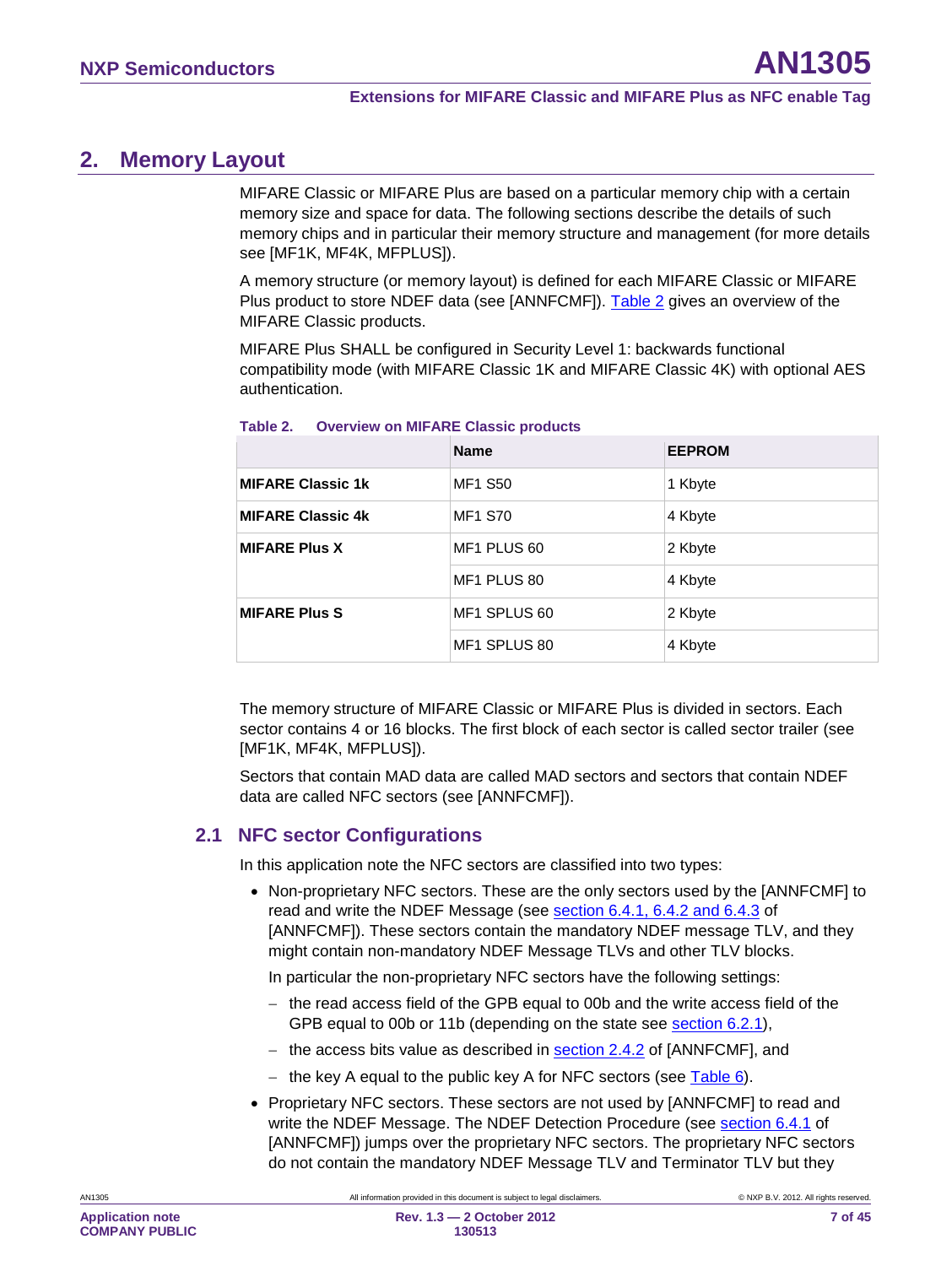## 2. Memory Layout

MIFARE Classic or MIFARE Plus are based on a particular memory chip with a certain memory size and space for data. The following sections describe the details of such memory chips and in particular their memory structure and management (for more details see [MF1K, MF4K, MFPLUS]).

A memory structure (or memory layout) is defined for each MIFARE Classic or MIFARE Plus product to store NDEF data (see [ANNFCMF]). Table 2 gives an overview of the MIFARE Classic products.

MIFARE Plus SHALL be configured in Security Level 1: backwards functional compatibility mode (with MIFARE Classic 1K and MIFARE Classic 4K) with optional AES authentication.

**Table 2. Overview on MIFARE Classic products**

| | Name | EEPROM |
|---|---|---|
| **MIFARE Classic 1k** | MF1 S50 | 1 Kbyte |
| **MIFARE Classic 4k** | MF1 S70 | 4 Kbyte |
| **MIFARE Plus X** | MF1 PLUS 60 | 2 Kbyte |
| | MF1 PLUS 80 | 4 Kbyte |
| **MIFARE Plus S** | MF1 SPLUS 60 | 2 Kbyte |
| | MF1 SPLUS 80 | 4 Kbyte |

The memory structure of MIFARE Classic or MIFARE Plus is divided in sectors. Each sector contains 4 or 16 blocks. The first block of each sector is called sector trailer (see [MF1K, MF4K, MFPLUS]).

Sectors that contain MAD data are called MAD sectors and sectors that contain NDEF data are called NFC sectors (see [ANNFCMF]).

### 2.1 NFC sector Configurations

In this application note the NFC sectors are classified into two types:

- Non-proprietary NFC sectors. These are the only sectors used by the [ANNFCMF] to read and write the NDEF Message (see section 6.4.1, 6.4.2 and 6.4.3 of [ANNFCMF]). These sectors contain the mandatory NDEF message TLV, and they might contain non-mandatory NDEF Message TLVs and other TLV blocks.

  In particular the non-proprietary NFC sectors have the following settings:

  - the read access field of the GPB equal to 00b and the write access field of the GPB equal to 00b or 11b (depending on the state see section 6.2.1),
  - the access bits value as described in section 2.4.2 of [ANNFCMF], and
  - the key A equal to the public key A for NFC sectors (see Table 6).
- Proprietary NFC sectors. These sectors are not used by [ANNFCMF] to read and write the NDEF Message. The NDEF Detection Procedure (see section 6.4.1 of [ANNFCMF]) jumps over the proprietary NFC sectors. The proprietary NFC sectors do not contain the mandatory NDEF Message TLV and Terminator TLV but they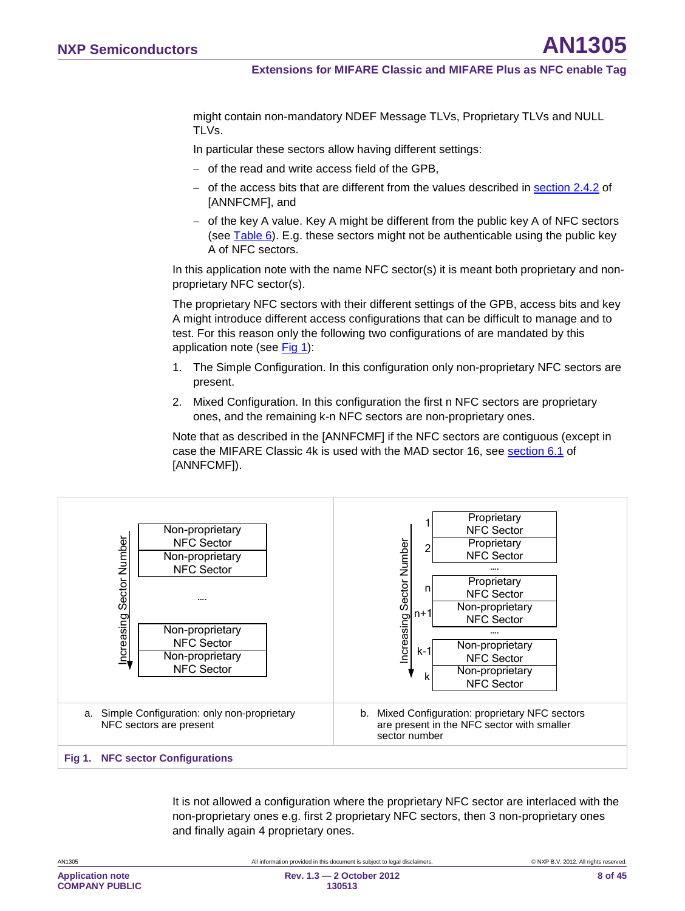might contain non-mandatory NDEF Message TLVs, Proprietary TLVs and NULL TLVs.

In particular these sectors allow having different settings:

– of the read and write access field of the GPB,
– of the access bits that are different from the values described in section 2.4.2 of [ANNFCMF], and
– of the key A value. Key A might be different from the public key A of NFC sectors (see Table 6). E.g. these sectors might not be authenticable using the public key A of NFC sectors.

In this application note with the name NFC sector(s) it is meant both proprietary and non-proprietary NFC sector(s).

The proprietary NFC sectors with their different settings of the GPB, access bits and key A might introduce different access configurations that can be difficult to manage and to test. For this reason only the following two configurations of are mandated by this application note (see Fig 1):

1. The Simple Configuration. In this configuration only non-proprietary NFC sectors are present.
2. Mixed Configuration. In this configuration the first n NFC sectors are proprietary ones, and the remaining k-n NFC sectors are non-proprietary ones.

Note that as described in the [ANNFCMF] if the NFC sectors are contiguous (except in case the MIFARE Classic 4k is used with the MAD sector 16, see section 6.1 of [ANNFCMF]).

| Increasing Sector Number | a. Simple Configuration |
|---|---|
| | Non-proprietary NFC Sector |
| | Non-proprietary NFC Sector |
| | .... |
| | Non-proprietary NFC Sector |
| | Non-proprietary NFC Sector |

a. Simple Configuration: only non-proprietary NFC sectors are present

| Increasing Sector Number | b. Mixed Configuration |
|---|---|
| 1 | Proprietary NFC Sector |
| 2 | Proprietary NFC Sector |
| | .... |
| n | Proprietary NFC Sector |
| n+1 | Non-proprietary NFC Sector |
| | .... |
| k-1 | Non-proprietary NFC Sector |
| k | Non-proprietary NFC Sector |

b. Mixed Configuration: proprietary NFC sectors are present in the NFC sector with smaller sector number

**Fig 1. NFC sector Configurations**

It is not allowed a configuration where the proprietary NFC sector are interlaced with the non-proprietary ones e.g. first 2 proprietary NFC sectors, then 3 non-proprietary ones and finally again 4 proprietary ones.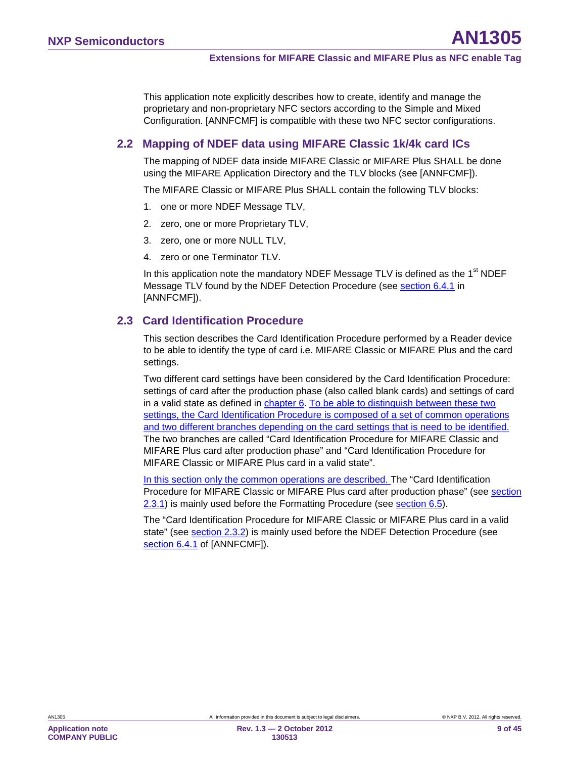This application note explicitly describes how to create, identify and manage the proprietary and non-proprietary NFC sectors according to the Simple and Mixed Configuration. [ANNFCMF] is compatible with these two NFC sector configurations.

## 2.2 Mapping of NDEF data using MIFARE Classic 1k/4k card ICs

The mapping of NDEF data inside MIFARE Classic or MIFARE Plus SHALL be done using the MIFARE Application Directory and the TLV blocks (see [ANNFCMF]).

The MIFARE Classic or MIFARE Plus SHALL contain the following TLV blocks:

1. one or more NDEF Message TLV,
2. zero, one or more Proprietary TLV,
3. zero, one or more NULL TLV,
4. zero or one Terminator TLV.

In this application note the mandatory NDEF Message TLV is defined as the 1st NDEF Message TLV found by the NDEF Detection Procedure (see section 6.4.1 in [ANNFCMF]).

## 2.3 Card Identification Procedure

This section describes the Card Identification Procedure performed by a Reader device to be able to identify the type of card i.e. MIFARE Classic or MIFARE Plus and the card settings.

Two different card settings have been considered by the Card Identification Procedure: settings of card after the production phase (also called blank cards) and settings of card in a valid state as defined in chapter 6. To be able to distinguish between these two settings, the Card Identification Procedure is composed of a set of common operations and two different branches depending on the card settings that is need to be identified. The two branches are called “Card Identification Procedure for MIFARE Classic and MIFARE Plus card after production phase” and “Card Identification Procedure for MIFARE Classic or MIFARE Plus card in a valid state”.

In this section only the common operations are described. The “Card Identification Procedure for MIFARE Classic or MIFARE Plus card after production phase” (see section 2.3.1) is mainly used before the Formatting Procedure (see section 6.5).

The “Card Identification Procedure for MIFARE Classic or MIFARE Plus card in a valid state” (see section 2.3.2) is mainly used before the NDEF Detection Procedure (see section 6.4.1 of [ANNFCMF]).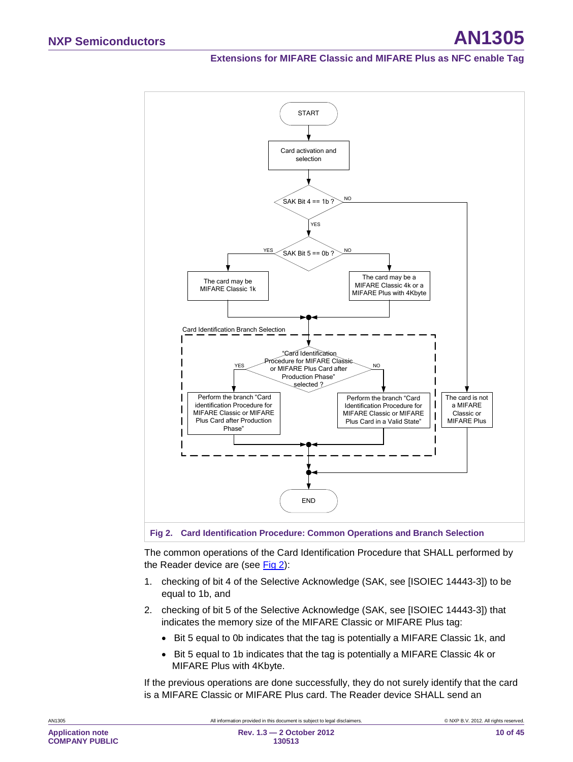START

Card activation and selection

SAK Bit 4 == 1b ?

YES

NO

SAK Bit 5 == 0b ?

YES

NO

The card may be MIFARE Classic 1k

The card may be a MIFARE Classic 4k or a MIFARE Plus with 4Kbyte

Card Identification Branch Selection

"Card Identification Procedure for MIFARE Classic or MIFARE Plus Card after Production Phase" selected ?

YES

NO

Perform the branch "Card identification Procedure for MIFARE Classic or MIFARE Plus Card after Production Phase"

Perform the branch "Card Identification Procedure for MIFARE Classic or MIFARE Plus Card in a Valid State"

The card is not a MIFARE Classic or MIFARE Plus

END

**Fig 2. Card Identification Procedure: Common Operations and Branch Selection**

The common operations of the Card Identification Procedure that SHALL performed by the Reader device are (see Fig 2):

1. checking of bit 4 of the Selective Acknowledge (SAK, see [ISOIEC 14443-3]) to be equal to 1b, and
2. checking of bit 5 of the Selective Acknowledge (SAK, see [ISOIEC 14443-3]) that indicates the memory size of the MIFARE Classic or MIFARE Plus tag:
   - Bit 5 equal to 0b indicates that the tag is potentially a MIFARE Classic 1k, and
   - Bit 5 equal to 1b indicates that the tag is potentially a MIFARE Classic 4k or MIFARE Plus with 4Kbyte.

If the previous operations are done successfully, they do not surely identify that the card is a MIFARE Classic or MIFARE Plus card. The Reader device SHALL send an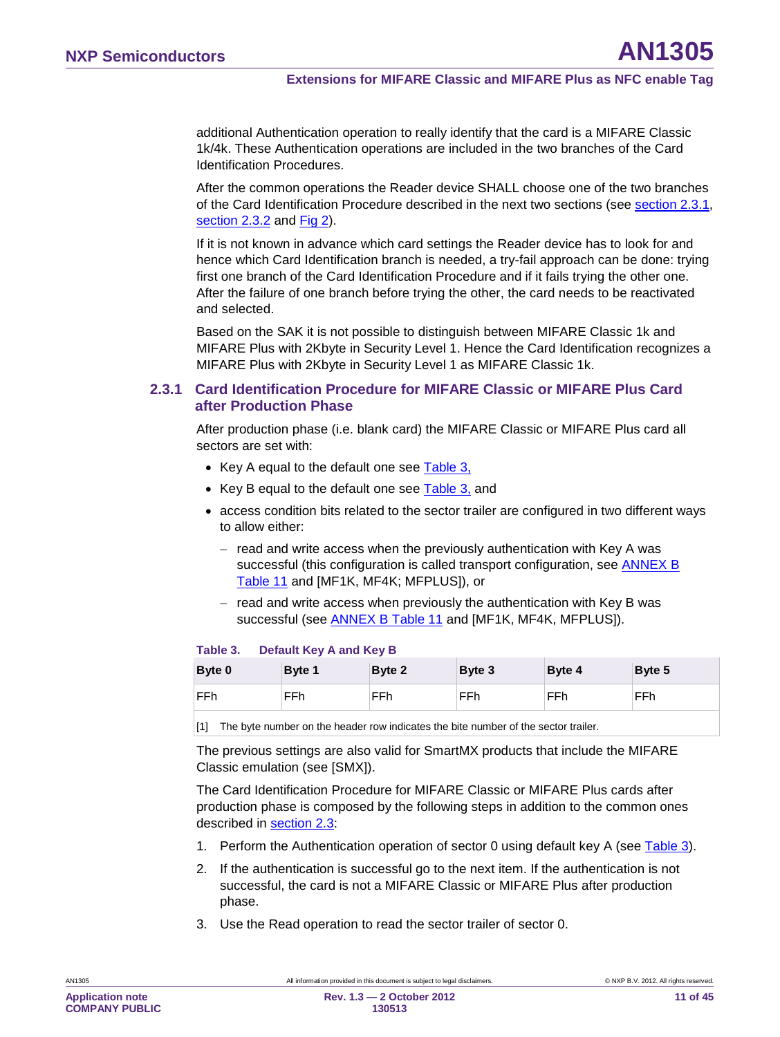additional Authentication operation to really identify that the card is a MIFARE Classic 1k/4k. These Authentication operations are included in the two branches of the Card Identification Procedures.

After the common operations the Reader device SHALL choose one of the two branches of the Card Identification Procedure described in the next two sections (see section 2.3.1, section 2.3.2 and Fig 2).

If it is not known in advance which card settings the Reader device has to look for and hence which Card Identification branch is needed, a try-fail approach can be done: trying first one branch of the Card Identification Procedure and if it fails trying the other one. After the failure of one branch before trying the other, the card needs to be reactivated and selected.

Based on the SAK it is not possible to distinguish between MIFARE Classic 1k and MIFARE Plus with 2Kbyte in Security Level 1. Hence the Card Identification recognizes a MIFARE Plus with 2Kbyte in Security Level 1 as MIFARE Classic 1k.

### 2.3.1 Card Identification Procedure for MIFARE Classic or MIFARE Plus Card after Production Phase

After production phase (i.e. blank card) the MIFARE Classic or MIFARE Plus card all sectors are set with:

- Key A equal to the default one see Table 3,
- Key B equal to the default one see Table 3, and
- access condition bits related to the sector trailer are configured in two different ways to allow either:
  - read and write access when the previously authentication with Key A was successful (this configuration is called transport configuration, see ANNEX B Table 11 and [MF1K, MF4K; MFPLUS]), or
  - read and write access when previously the authentication with Key B was successful (see ANNEX B Table 11 and [MF1K, MF4K, MFPLUS]).

**Table 3. Default Key A and Key B**

| Byte 0 | Byte 1 | Byte 2 | Byte 3 | Byte 4 | Byte 5 |
|---|---|---|---|---|---|
| FFh | FFh | FFh | FFh | FFh | FFh |

[1] The byte number on the header row indicates the bite number of the sector trailer.

The previous settings are also valid for SmartMX products that include the MIFARE Classic emulation (see [SMX]).

The Card Identification Procedure for MIFARE Classic or MIFARE Plus cards after production phase is composed by the following steps in addition to the common ones described in section 2.3:

1. Perform the Authentication operation of sector 0 using default key A (see Table 3).
2. If the authentication is successful go to the next item. If the authentication is not successful, the card is not a MIFARE Classic or MIFARE Plus after production phase.
3. Use the Read operation to read the sector trailer of sector 0.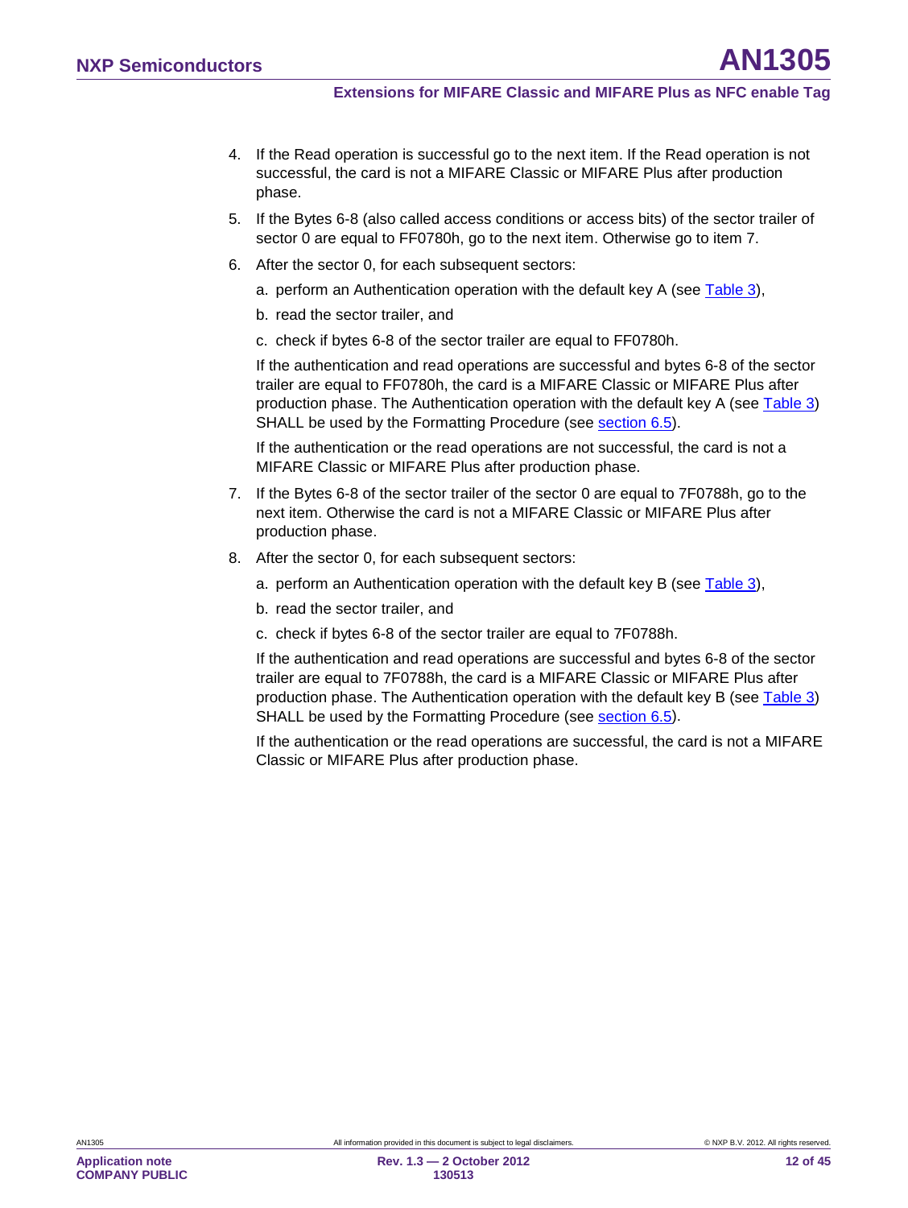4. If the Read operation is successful go to the next item. If the Read operation is not successful, the card is not a MIFARE Classic or MIFARE Plus after production phase.
5. If the Bytes 6-8 (also called access conditions or access bits) of the sector trailer of sector 0 are equal to FF0780h, go to the next item. Otherwise go to item 7.
6. After the sector 0, for each subsequent sectors:
   a. perform an Authentication operation with the default key A (see Table 3),
   b. read the sector trailer, and
   c. check if bytes 6-8 of the sector trailer are equal to FF0780h.

   If the authentication and read operations are successful and bytes 6-8 of the sector trailer are equal to FF0780h, the card is a MIFARE Classic or MIFARE Plus after production phase. The Authentication operation with the default key A (see Table 3) SHALL be used by the Formatting Procedure (see section 6.5).

   If the authentication or the read operations are not successful, the card is not a MIFARE Classic or MIFARE Plus after production phase.
7. If the Bytes 6-8 of the sector trailer of the sector 0 are equal to 7F0788h, go to the next item. Otherwise the card is not a MIFARE Classic or MIFARE Plus after production phase.
8. After the sector 0, for each subsequent sectors:
   a. perform an Authentication operation with the default key B (see Table 3),
   b. read the sector trailer, and
   c. check if bytes 6-8 of the sector trailer are equal to 7F0788h.

   If the authentication and read operations are successful and bytes 6-8 of the sector trailer are equal to 7F0788h, the card is a MIFARE Classic or MIFARE Plus after production phase. The Authentication operation with the default key B (see Table 3) SHALL be used by the Formatting Procedure (see section 6.5).

   If the authentication or the read operations are successful, the card is not a MIFARE Classic or MIFARE Plus after production phase.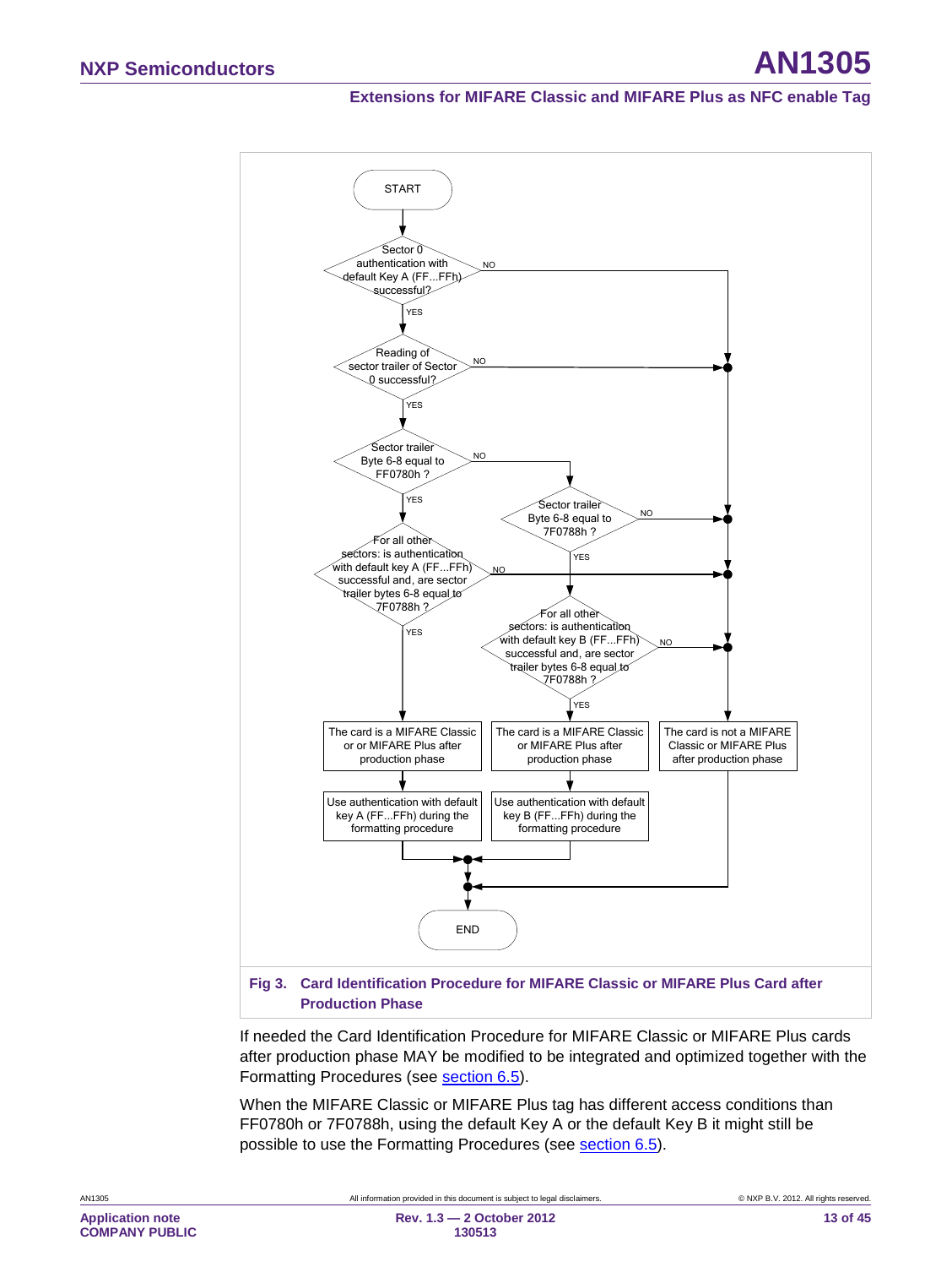**Fig 3. Card Identification Procedure for MIFARE Classic or MIFARE Plus Card after Production Phase**

If needed the Card Identification Procedure for MIFARE Classic or MIFARE Plus cards after production phase MAY be modified to be integrated and optimized together with the Formatting Procedures (see section 6.5).

When the MIFARE Classic or MIFARE Plus tag has different access conditions than FF0780h or 7F0788h, using the default Key A or the default Key B it might still be possible to use the Formatting Procedures (see section 6.5).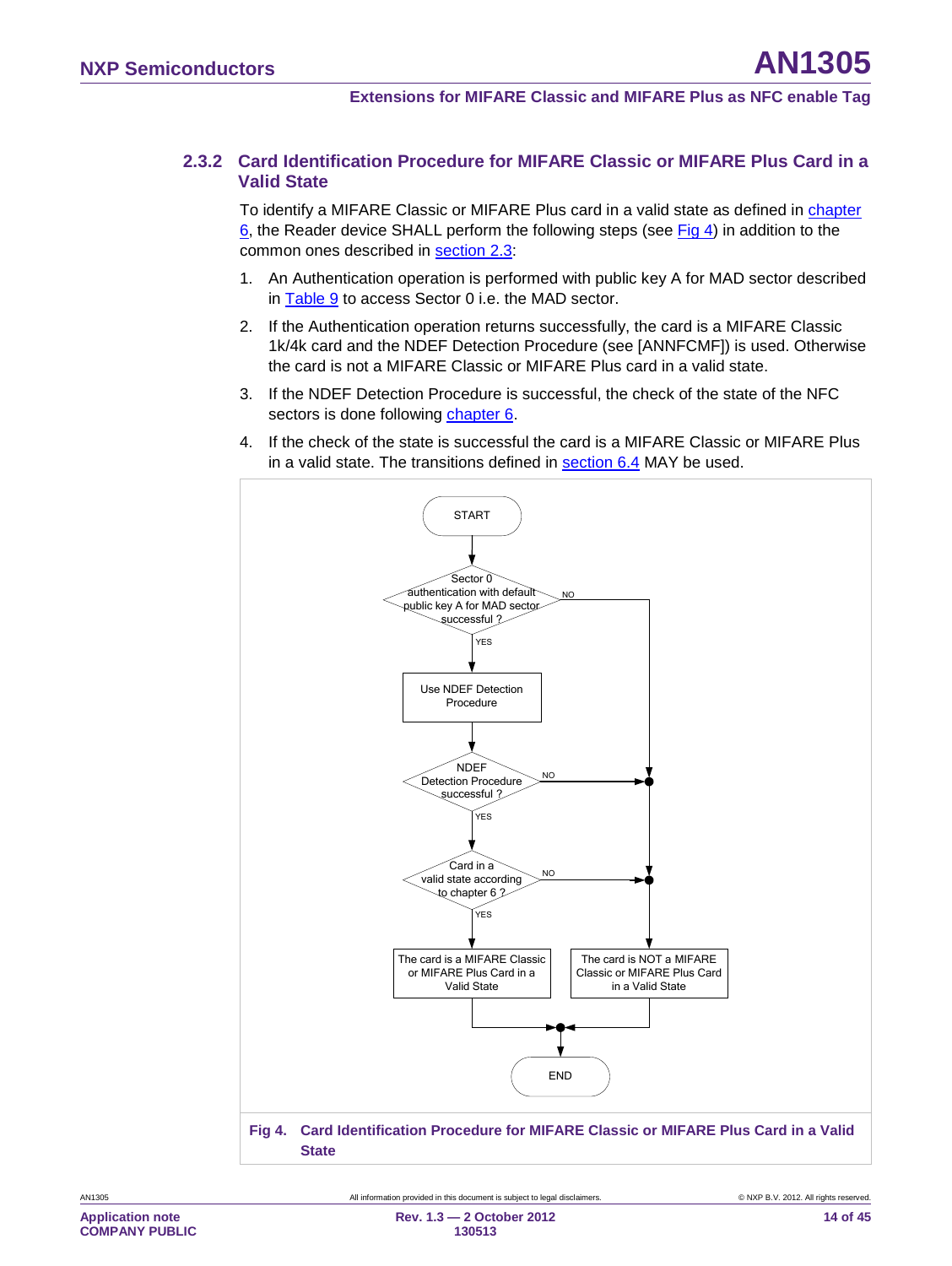### 2.3.2 Card Identification Procedure for MIFARE Classic or MIFARE Plus Card in a Valid State

To identify a MIFARE Classic or MIFARE Plus card in a valid state as defined in chapter 6, the Reader device SHALL perform the following steps (see Fig 4) in addition to the common ones described in section 2.3:

1. An Authentication operation is performed with public key A for MAD sector described in Table 9 to access Sector 0 i.e. the MAD sector.
2. If the Authentication operation returns successfully, the card is a MIFARE Classic 1k/4k card and the NDEF Detection Procedure (see [ANNFCMF]) is used. Otherwise the card is not a MIFARE Classic or MIFARE Plus card in a valid state.
3. If the NDEF Detection Procedure is successful, the check of the state of the NFC sectors is done following chapter 6.
4. If the check of the state is successful the card is a MIFARE Classic or MIFARE Plus in a valid state. The transitions defined in section 6.4 MAY be used.

START

Sector 0 authentication with default public key A for MAD sector successful ? — NO / YES

Use NDEF Detection Procedure

NDEF Detection Procedure successful ? — NO / YES

Card in a valid state according to chapter 6 ? — NO / YES

The card is a MIFARE Classic or MIFARE Plus Card in a Valid State

The card is NOT a MIFARE Classic or MIFARE Plus Card in a Valid State

END

**Fig 4. Card Identification Procedure for MIFARE Classic or MIFARE Plus Card in a Valid State**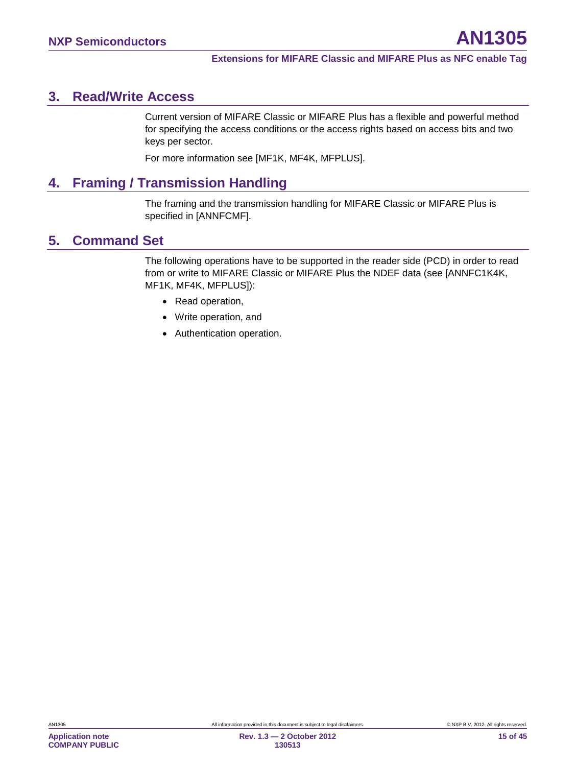## 3. Read/Write Access

Current version of MIFARE Classic or MIFARE Plus has a flexible and powerful method for specifying the access conditions or the access rights based on access bits and two keys per sector.

For more information see [MF1K, MF4K, MFPLUS].

## 4. Framing / Transmission Handling

The framing and the transmission handling for MIFARE Classic or MIFARE Plus is specified in [ANNFCMF].

## 5. Command Set

The following operations have to be supported in the reader side (PCD) in order to read from or write to MIFARE Classic or MIFARE Plus the NDEF data (see [ANNFC1K4K, MF1K, MF4K, MFPLUS]):

- Read operation,
- Write operation, and
- Authentication operation.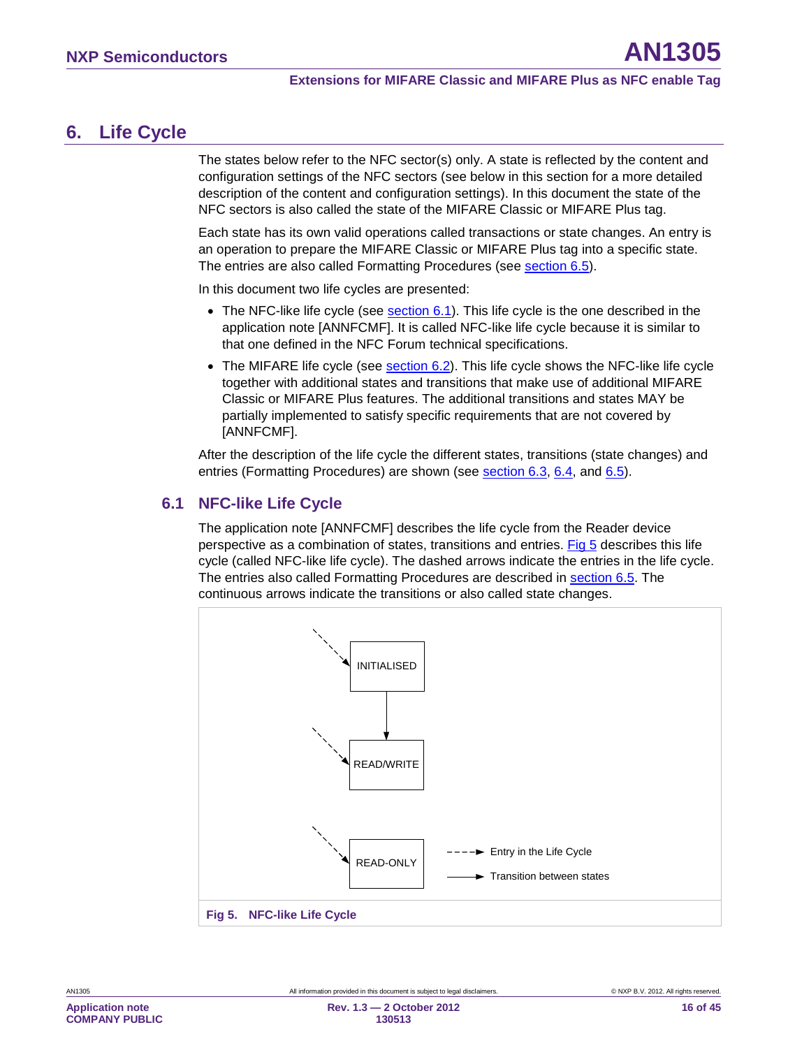# 6. Life Cycle

The states below refer to the NFC sector(s) only. A state is reflected by the content and configuration settings of the NFC sectors (see below in this section for a more detailed description of the content and configuration settings). In this document the state of the NFC sectors is also called the state of the MIFARE Classic or MIFARE Plus tag.

Each state has its own valid operations called transactions or state changes. An entry is an operation to prepare the MIFARE Classic or MIFARE Plus tag into a specific state. The entries are also called Formatting Procedures (see section 6.5).

In this document two life cycles are presented:

- The NFC-like life cycle (see section 6.1). This life cycle is the one described in the application note [ANNFCMF]. It is called NFC-like life cycle because it is similar to that one defined in the NFC Forum technical specifications.
- The MIFARE life cycle (see section 6.2). This life cycle shows the NFC-like life cycle together with additional states and transitions that make use of additional MIFARE Classic or MIFARE Plus features. The additional transitions and states MAY be partially implemented to satisfy specific requirements that are not covered by [ANNFCMF].

After the description of the life cycle the different states, transitions (state changes) and entries (Formatting Procedures) are shown (see section 6.3, 6.4, and 6.5).

## 6.1 NFC-like Life Cycle

The application note [ANNFCMF] describes the life cycle from the Reader device perspective as a combination of states, transitions and entries. Fig 5 describes this life cycle (called NFC-like life cycle). The dashed arrows indicate the entries in the life cycle. The entries also called Formatting Procedures are described in section 6.5. The continuous arrows indicate the transitions or also called state changes.

INITIALISED

READ/WRITE

READ-ONLY

Entry in the Life Cycle

Transition between states

**Fig 5. NFC-like Life Cycle**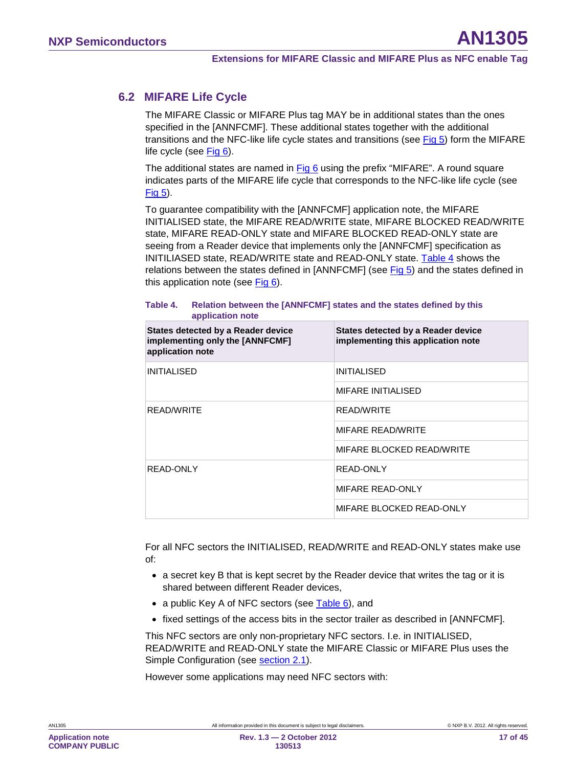## 6.2 MIFARE Life Cycle

The MIFARE Classic or MIFARE Plus tag MAY be in additional states than the ones specified in the [ANNFCMF]. These additional states together with the additional transitions and the NFC-like life cycle states and transitions (see Fig 5) form the MIFARE life cycle (see Fig 6).

The additional states are named in Fig 6 using the prefix "MIFARE". A round square indicates parts of the MIFARE life cycle that corresponds to the NFC-like life cycle (see Fig 5).

To guarantee compatibility with the [ANNFCMF] application note, the MIFARE INITIALISED state, the MIFARE READ/WRITE state, MIFARE BLOCKED READ/WRITE state, MIFARE READ-ONLY state and MIFARE BLOCKED READ-ONLY state are seeing from a Reader device that implements only the [ANNFCMF] specification as INITILIASED state, READ/WRITE state and READ-ONLY state. Table 4 shows the relations between the states defined in [ANNFCMF] (see Fig 5) and the states defined in this application note (see Fig 6).

**Table 4. Relation between the [ANNFCMF] states and the states defined by this application note**

| States detected by a Reader device implementing only the [ANNFCMF] application note | States detected by a Reader device implementing this application note |
|---|---|
| INITIALISED | INITIALISED |
| | MIFARE INITIALISED |
| READ/WRITE | READ/WRITE |
| | MIFARE READ/WRITE |
| | MIFARE BLOCKED READ/WRITE |
| READ-ONLY | READ-ONLY |
| | MIFARE READ-ONLY |
| | MIFARE BLOCKED READ-ONLY |

For all NFC sectors the INITIALISED, READ/WRITE and READ-ONLY states make use of:

- a secret key B that is kept secret by the Reader device that writes the tag or it is shared between different Reader devices,
- a public Key A of NFC sectors (see Table 6), and
- fixed settings of the access bits in the sector trailer as described in [ANNFCMF].

This NFC sectors are only non-proprietary NFC sectors. I.e. in INITIALISED, READ/WRITE and READ-ONLY state the MIFARE Classic or MIFARE Plus uses the Simple Configuration (see section 2.1).

However some applications may need NFC sectors with: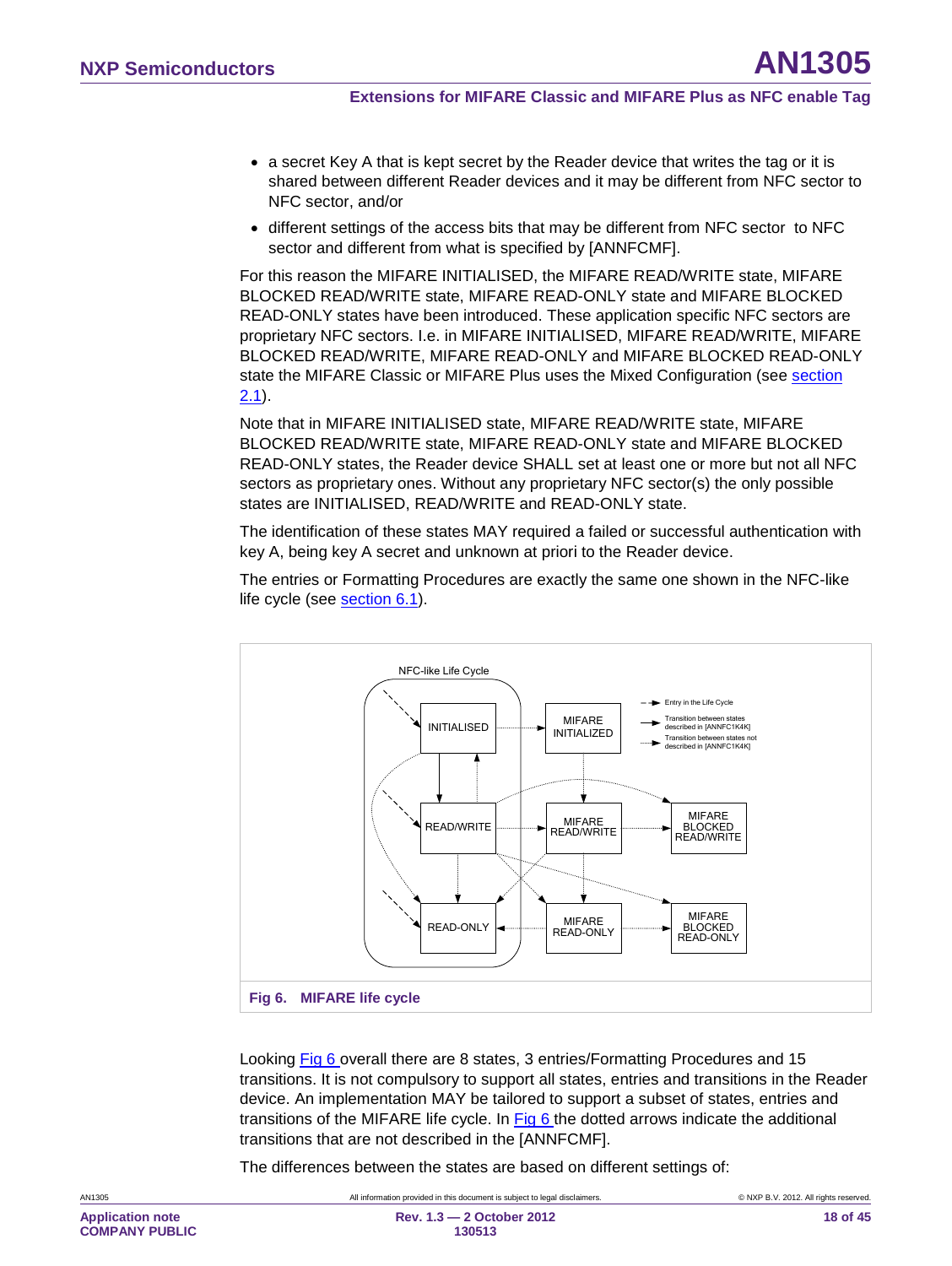- a secret Key A that is kept secret by the Reader device that writes the tag or it is shared between different Reader devices and it may be different from NFC sector to NFC sector, and/or
- different settings of the access bits that may be different from NFC sector to NFC sector and different from what is specified by [ANNFCMF].

For this reason the MIFARE INITIALISED, the MIFARE READ/WRITE state, MIFARE BLOCKED READ/WRITE state, MIFARE READ-ONLY state and MIFARE BLOCKED READ-ONLY states have been introduced. These application specific NFC sectors are proprietary NFC sectors. I.e. in MIFARE INITIALISED, MIFARE READ/WRITE, MIFARE BLOCKED READ/WRITE, MIFARE READ-ONLY and MIFARE BLOCKED READ-ONLY state the MIFARE Classic or MIFARE Plus uses the Mixed Configuration (see section 2.1).

Note that in MIFARE INITIALISED state, MIFARE READ/WRITE state, MIFARE BLOCKED READ/WRITE state, MIFARE READ-ONLY state and MIFARE BLOCKED READ-ONLY states, the Reader device SHALL set at least one or more but not all NFC sectors as proprietary ones. Without any proprietary NFC sector(s) the only possible states are INITIALISED, READ/WRITE and READ-ONLY state.

The identification of these states MAY required a failed or successful authentication with key A, being key A secret and unknown at priori to the Reader device.

The entries or Formatting Procedures are exactly the same one shown in the NFC-like life cycle (see section 6.1).

NFC-like Life Cycle

INITIALISED | MIFARE INITIALIZED | READ/WRITE | MIFARE READ/WRITE | MIFARE BLOCKED READ/WRITE | READ-ONLY | MIFARE READ-ONLY | MIFARE BLOCKED READ-ONLY

Entry in the Life Cycle | Transition between states described in [ANNFC1K4K] | Transition between states not described in [ANNFC1K4K]

**Fig 6. MIFARE life cycle**

Looking Fig 6 overall there are 8 states, 3 entries/Formatting Procedures and 15 transitions. It is not compulsory to support all states, entries and transitions in the Reader device. An implementation MAY be tailored to support a subset of states, entries and transitions of the MIFARE life cycle. In Fig 6 the dotted arrows indicate the additional transitions that are not described in the [ANNFCMF].

The differences between the states are based on different settings of: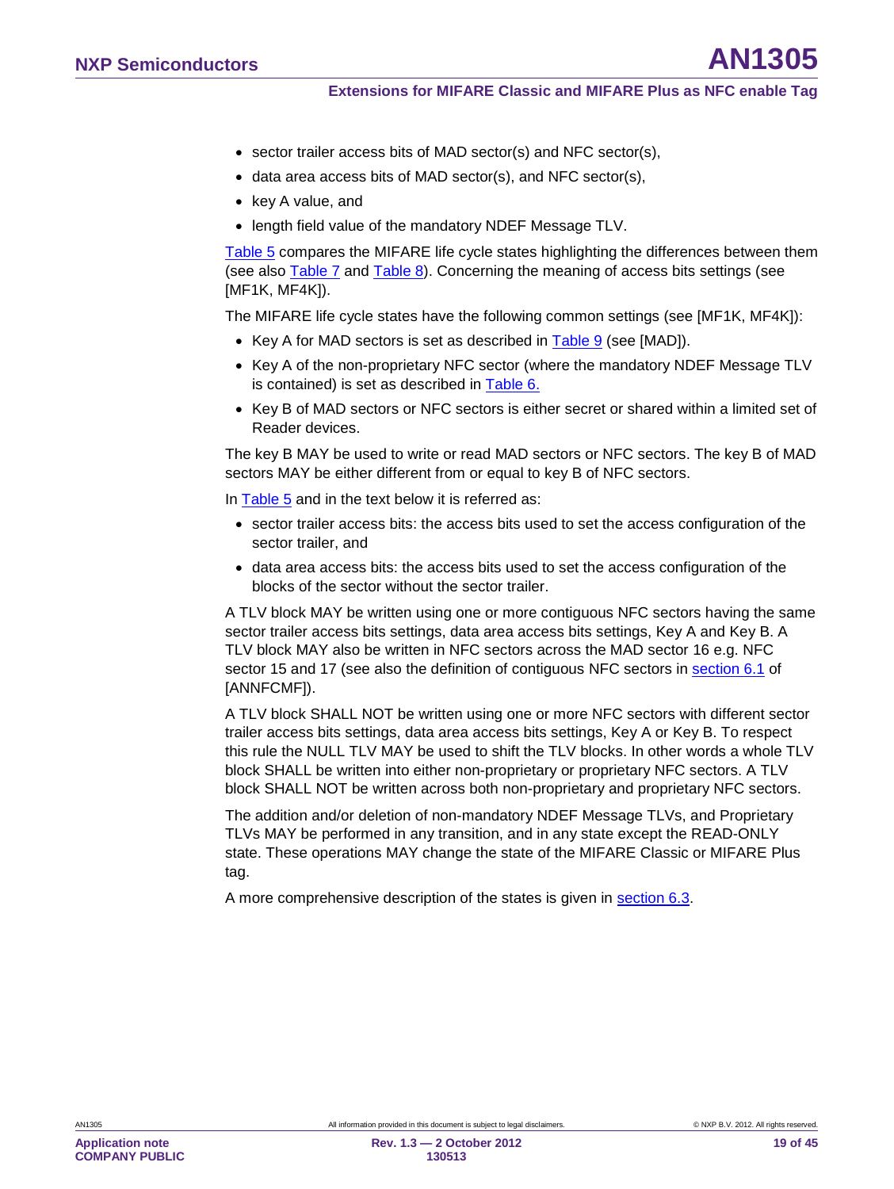- sector trailer access bits of MAD sector(s) and NFC sector(s),
- data area access bits of MAD sector(s), and NFC sector(s),
- key A value, and
- length field value of the mandatory NDEF Message TLV.

Table 5 compares the MIFARE life cycle states highlighting the differences between them (see also Table 7 and Table 8). Concerning the meaning of access bits settings (see [MF1K, MF4K]).

The MIFARE life cycle states have the following common settings (see [MF1K, MF4K]):

- Key A for MAD sectors is set as described in Table 9 (see [MAD]).
- Key A of the non-proprietary NFC sector (where the mandatory NDEF Message TLV is contained) is set as described in Table 6.
- Key B of MAD sectors or NFC sectors is either secret or shared within a limited set of Reader devices.

The key B MAY be used to write or read MAD sectors or NFC sectors. The key B of MAD sectors MAY be either different from or equal to key B of NFC sectors.

In Table 5 and in the text below it is referred as:

- sector trailer access bits: the access bits used to set the access configuration of the sector trailer, and
- data area access bits: the access bits used to set the access configuration of the blocks of the sector without the sector trailer.

A TLV block MAY be written using one or more contiguous NFC sectors having the same sector trailer access bits settings, data area access bits settings, Key A and Key B. A TLV block MAY also be written in NFC sectors across the MAD sector 16 e.g. NFC sector 15 and 17 (see also the definition of contiguous NFC sectors in section 6.1 of [ANNFCMF]).

A TLV block SHALL NOT be written using one or more NFC sectors with different sector trailer access bits settings, data area access bits settings, Key A or Key B. To respect this rule the NULL TLV MAY be used to shift the TLV blocks. In other words a whole TLV block SHALL be written into either non-proprietary or proprietary NFC sectors. A TLV block SHALL NOT be written across both non-proprietary and proprietary NFC sectors.

The addition and/or deletion of non-mandatory NDEF Message TLVs, and Proprietary TLVs MAY be performed in any transition, and in any state except the READ-ONLY state. These operations MAY change the state of the MIFARE Classic or MIFARE Plus tag.

A more comprehensive description of the states is given in section 6.3.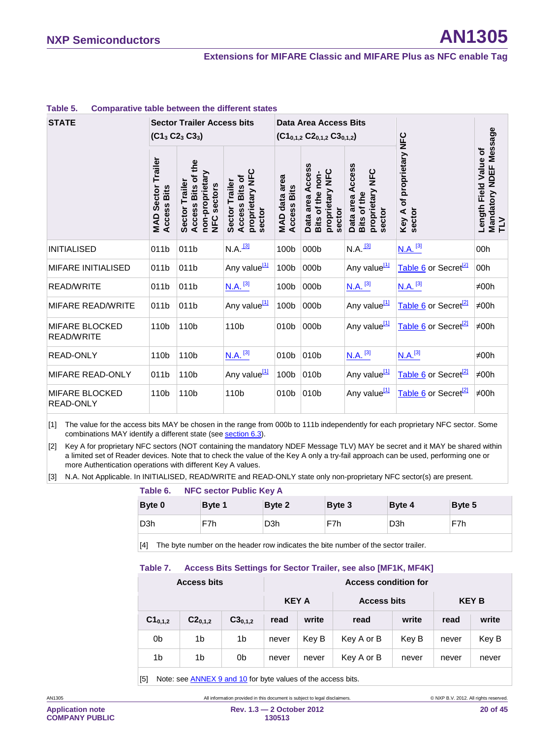**Table 5. Comparative table between the different states**

| STATE | Sector Trailer Access bits ($C1_3$ $C2_3$ $C3_3$) | | | Data Area Access Bits ($C1_{0,1,2}$ $C2_{0,1,2}$ $C3_{0,1,2}$) | | | Key A of proprietary NFC sector | Length Field Value of Mandatory NDEF Message TLV |
|---|---|---|---|---|---|---|---|---|
| | MAD Sector Trailer Access Bits | Sector Trailer Access Bits of the non-proprietary NFC sectors | Sector Trailer Access Bits of proprietary NFC sector | MAD data area Access Bits | Data area Access Bits of the non-proprietary NFC sector | Data area Access Bits of the proprietary NFC sector | | |
| INITIALISED | 011b | 011b | N.A.[3] | 100b | 000b | N.A.[3] | N.A.[3] | 00h |
| MIFARE INITIALISED | 011b | 011b | Any value[1] | 100b | 000b | Any value[1] | Table 6 or Secret[2] | 00h |
| READ/WRITE | 011b | 011b | N.A.[3] | 100b | 000b | N.A.[3] | N.A.[3] | ≠00h |
| MIFARE READ/WRITE | 011b | 011b | Any value[1] | 100b | 000b | Any value[1] | Table 6 or Secret[2] | ≠00h |
| MIFARE BLOCKED READ/WRITE | 110b | 110b | 110b | 010b | 000b | Any value[1] | Table 6 or Secret[2] | ≠00h |
| READ-ONLY | 110b | 110b | N.A.[3] | 010b | 010b | N.A.[3] | N.A.[3] | ≠00h |
| MIFARE READ-ONLY | 011b | 110b | Any value[1] | 100b | 010b | Any value[1] | Table 6 or Secret[2] | ≠00h |
| MIFARE BLOCKED READ-ONLY | 110b | 110b | 110b | 010b | 010b | Any value[1] | Table 6 or Secret[2] | ≠00h |

[1] The value for the access bits MAY be chosen in the range from 000b to 111b independently for each proprietary NFC sector. Some combinations MAY identify a different state (see section 6.3).

[2] Key A for proprietary NFC sectors (NOT containing the mandatory NDEF Message TLV) MAY be secret and it MAY be shared within a limited set of Reader devices. Note that to check the value of the Key A only a try-fail approach can be used, performing one or more Authentication operations with different Key A values.

[3] N.A. Not Applicable. In INITIALISED, READ/WRITE and READ-ONLY state only non-proprietary NFC sector(s) are present.

**Table 6. NFC sector Public Key A**

| Byte 0 | Byte 1 | Byte 2 | Byte 3 | Byte 4 | Byte 5 |
|---|---|---|---|---|---|
| D3h | F7h | D3h | F7h | D3h | F7h |

[4] The byte number on the header row indicates the bite number of the sector trailer.

**Table 7. Access Bits Settings for Sector Trailer, see also [MF1K, MF4K]**

| Access bits | | | Access condition for | | | | | |
|---|---|---|---|---|---|---|---|---|
| | | | KEY A | | Access bits | | KEY B | |
| $C1_{0,1,2}$ | $C2_{0,1,2}$ | $C3_{0,1,2}$ | read | write | read | write | read | write |
| 0b | 1b | 1b | never | Key B | Key A or B | Key B | never | Key B |
| 1b | 1b | 0b | never | never | Key A or B | never | never | never |

[5] Note: see ANNEX 9 and 10 for byte values of the access bits.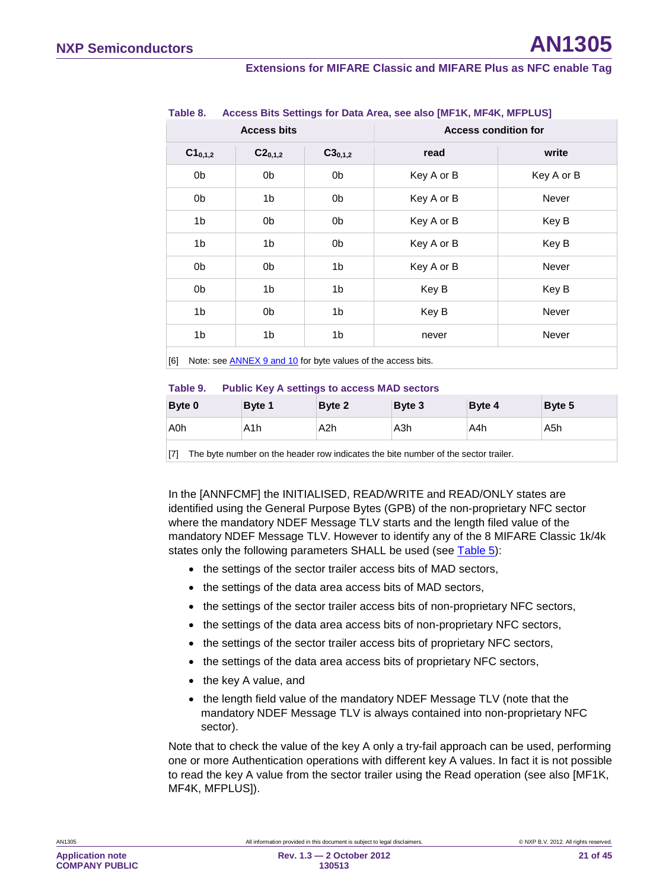**Table 8. Access Bits Settings for Data Area, see also [MF1K, MF4K, MFPLUS]**

| Access bits | | | Access condition for | |
|---|---|---|---|---|
| $C1_{0,1,2}$ | $C2_{0,1,2}$ | $C3_{0,1,2}$ | read | write |
| 0b | 0b | 0b | Key A or B | Key A or B |
| 0b | 1b | 0b | Key A or B | Never |
| 1b | 0b | 0b | Key A or B | Key B |
| 1b | 1b | 0b | Key A or B | Key B |
| 0b | 0b | 1b | Key A or B | Never |
| 0b | 1b | 1b | Key B | Key B |
| 1b | 0b | 1b | Key B | Never |
| 1b | 1b | 1b | never | Never |

[6] Note: see ANNEX 9 and 10 for byte values of the access bits.

**Table 9. Public Key A settings to access MAD sectors**

| Byte 0 | Byte 1 | Byte 2 | Byte 3 | Byte 4 | Byte 5 |
|---|---|---|---|---|---|
| A0h | A1h | A2h | A3h | A4h | A5h |

[7] The byte number on the header row indicates the bite number of the sector trailer.

In the [ANNFCMF] the INITIALISED, READ/WRITE and READ/ONLY states are identified using the General Purpose Bytes (GPB) of the non-proprietary NFC sector where the mandatory NDEF Message TLV starts and the length filed value of the mandatory NDEF Message TLV. However to identify any of the 8 MIFARE Classic 1k/4k states only the following parameters SHALL be used (see Table 5):

- the settings of the sector trailer access bits of MAD sectors,
- the settings of the data area access bits of MAD sectors,
- the settings of the sector trailer access bits of non-proprietary NFC sectors,
- the settings of the data area access bits of non-proprietary NFC sectors,
- the settings of the sector trailer access bits of proprietary NFC sectors,
- the settings of the data area access bits of proprietary NFC sectors,
- the key A value, and
- the length field value of the mandatory NDEF Message TLV (note that the mandatory NDEF Message TLV is always contained into non-proprietary NFC sector).

Note that to check the value of the key A only a try-fail approach can be used, performing one or more Authentication operations with different key A values. In fact it is not possible to read the key A value from the sector trailer using the Read operation (see also [MF1K, MF4K, MFPLUS]).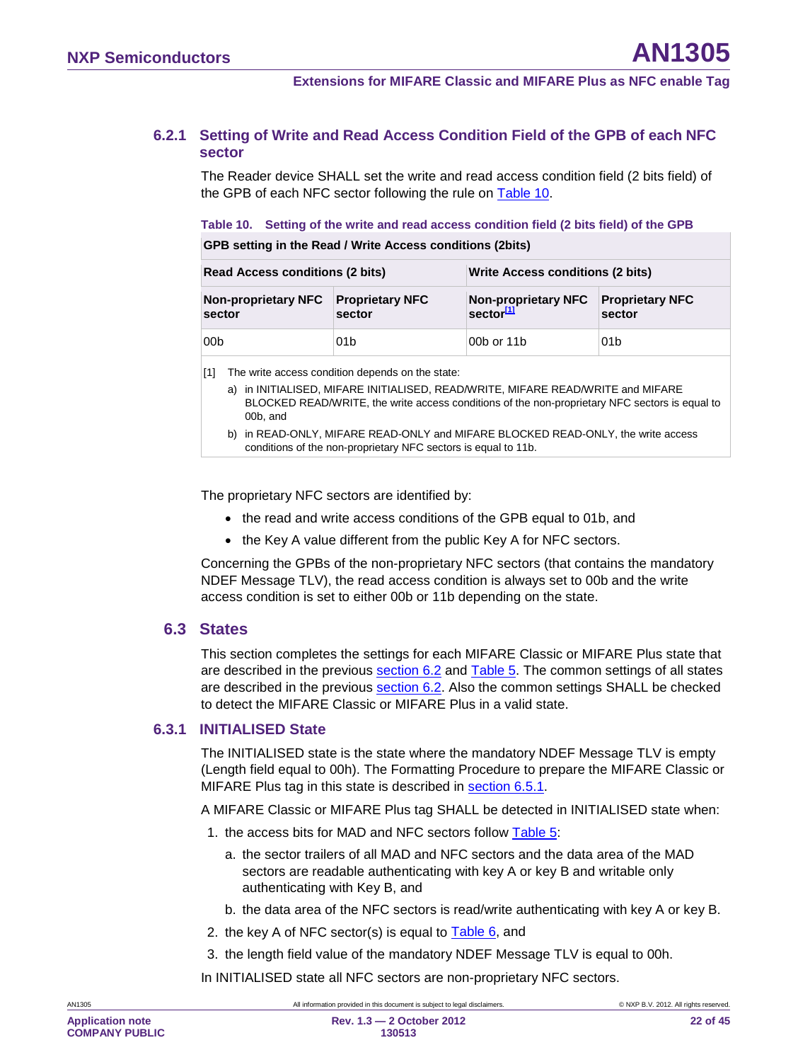### 6.2.1 Setting of Write and Read Access Condition Field of the GPB of each NFC sector

The Reader device SHALL set the write and read access condition field (2 bits field) of the GPB of each NFC sector following the rule on Table 10.

**Table 10. Setting of the write and read access condition field (2 bits field) of the GPB**

| GPB setting in the Read / Write Access conditions (2bits) | | | |
|---|---|---|---|
| **Read Access conditions (2 bits)** | | **Write Access conditions (2 bits)** | |
| **Non-proprietary NFC sector** | **Proprietary NFC sector** | **Non-proprietary NFC sector[1]** | **Proprietary NFC sector** |
| 00b | 01b | 00b or 11b | 01b |

[1] The write access condition depends on the state:

a) in INITIALISED, MIFARE INITIALISED, READ/WRITE, MIFARE READ/WRITE and MIFARE BLOCKED READ/WRITE, the write access conditions of the non-proprietary NFC sectors is equal to 00b, and

b) in READ-ONLY, MIFARE READ-ONLY and MIFARE BLOCKED READ-ONLY, the write access conditions of the non-proprietary NFC sectors is equal to 11b.

The proprietary NFC sectors are identified by:

- the read and write access conditions of the GPB equal to 01b, and
- the Key A value different from the public Key A for NFC sectors.

Concerning the GPBs of the non-proprietary NFC sectors (that contains the mandatory NDEF Message TLV), the read access condition is always set to 00b and the write access condition is set to either 00b or 11b depending on the state.

## 6.3 States

This section completes the settings for each MIFARE Classic or MIFARE Plus state that are described in the previous section 6.2 and Table 5. The common settings of all states are described in the previous section 6.2. Also the common settings SHALL be checked to detect the MIFARE Classic or MIFARE Plus in a valid state.

### 6.3.1 INITIALISED State

The INITIALISED state is the state where the mandatory NDEF Message TLV is empty (Length field equal to 00h). The Formatting Procedure to prepare the MIFARE Classic or MIFARE Plus tag in this state is described in section 6.5.1.

A MIFARE Classic or MIFARE Plus tag SHALL be detected in INITIALISED state when:

1. the access bits for MAD and NFC sectors follow Table 5:
   a. the sector trailers of all MAD and NFC sectors and the data area of the MAD sectors are readable authenticating with key A or key B and writable only authenticating with Key B, and
   b. the data area of the NFC sectors is read/write authenticating with key A or key B.
2. the key A of NFC sector(s) is equal to Table 6, and
3. the length field value of the mandatory NDEF Message TLV is equal to 00h.

In INITIALISED state all NFC sectors are non-proprietary NFC sectors.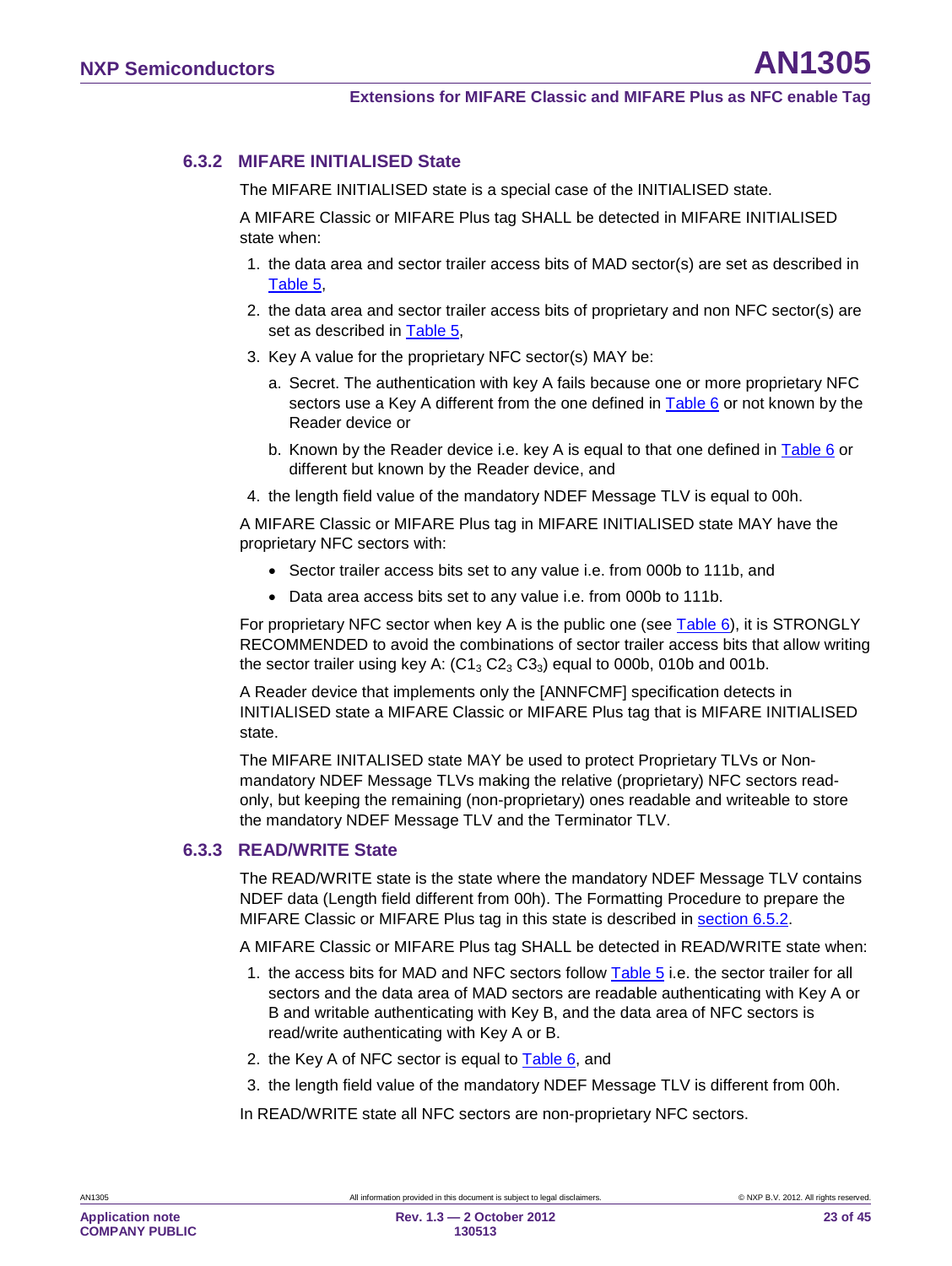### 6.3.2 MIFARE INITIALISED State

The MIFARE INITIALISED state is a special case of the INITIALISED state.

A MIFARE Classic or MIFARE Plus tag SHALL be detected in MIFARE INITIALISED state when:

1. the data area and sector trailer access bits of MAD sector(s) are set as described in Table 5,
2. the data area and sector trailer access bits of proprietary and non NFC sector(s) are set as described in Table 5,
3. Key A value for the proprietary NFC sector(s) MAY be:
   a. Secret. The authentication with key A fails because one or more proprietary NFC sectors use a Key A different from the one defined in Table 6 or not known by the Reader device or
   b. Known by the Reader device i.e. key A is equal to that one defined in Table 6 or different but known by the Reader device, and
4. the length field value of the mandatory NDEF Message TLV is equal to 00h.

A MIFARE Classic or MIFARE Plus tag in MIFARE INITIALISED state MAY have the proprietary NFC sectors with:

- Sector trailer access bits set to any value i.e. from 000b to 111b, and
- Data area access bits set to any value i.e. from 000b to 111b.

For proprietary NFC sector when key A is the public one (see Table 6), it is STRONGLY RECOMMENDED to avoid the combinations of sector trailer access bits that allow writing the sector trailer using key A: ($C1_3$ $C2_3$ $C3_3$) equal to 000b, 010b and 001b.

A Reader device that implements only the [ANNFCMF] specification detects in INITIALISED state a MIFARE Classic or MIFARE Plus tag that is MIFARE INITIALISED state.

The MIFARE INITALISED state MAY be used to protect Proprietary TLVs or Non-mandatory NDEF Message TLVs making the relative (proprietary) NFC sectors read-only, but keeping the remaining (non-proprietary) ones readable and writeable to store the mandatory NDEF Message TLV and the Terminator TLV.

### 6.3.3 READ/WRITE State

The READ/WRITE state is the state where the mandatory NDEF Message TLV contains NDEF data (Length field different from 00h). The Formatting Procedure to prepare the MIFARE Classic or MIFARE Plus tag in this state is described in section 6.5.2.

A MIFARE Classic or MIFARE Plus tag SHALL be detected in READ/WRITE state when:

1. the access bits for MAD and NFC sectors follow Table 5 i.e. the sector trailer for all sectors and the data area of MAD sectors are readable authenticating with Key A or B and writable authenticating with Key B, and the data area of NFC sectors is read/write authenticating with Key A or B.
2. the Key A of NFC sector is equal to Table 6, and
3. the length field value of the mandatory NDEF Message TLV is different from 00h.

In READ/WRITE state all NFC sectors are non-proprietary NFC sectors.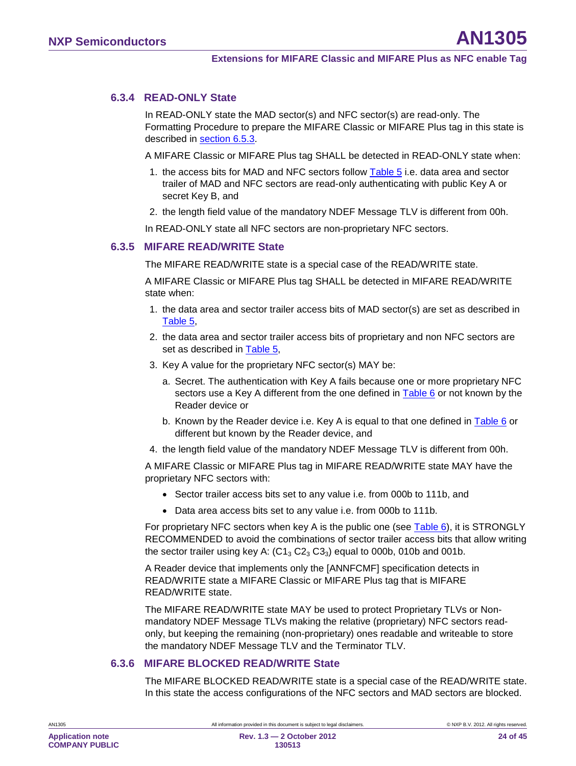### 6.3.4 READ-ONLY State

In READ-ONLY state the MAD sector(s) and NFC sector(s) are read-only. The Formatting Procedure to prepare the MIFARE Classic or MIFARE Plus tag in this state is described in section 6.5.3.

A MIFARE Classic or MIFARE Plus tag SHALL be detected in READ-ONLY state when:

1. the access bits for MAD and NFC sectors follow Table 5 i.e. data area and sector trailer of MAD and NFC sectors are read-only authenticating with public Key A or secret Key B, and
2. the length field value of the mandatory NDEF Message TLV is different from 00h.

In READ-ONLY state all NFC sectors are non-proprietary NFC sectors.

### 6.3.5 MIFARE READ/WRITE State

The MIFARE READ/WRITE state is a special case of the READ/WRITE state.

A MIFARE Classic or MIFARE Plus tag SHALL be detected in MIFARE READ/WRITE state when:

1. the data area and sector trailer access bits of MAD sector(s) are set as described in Table 5,
2. the data area and sector trailer access bits of proprietary and non NFC sectors are set as described in Table 5,
3. Key A value for the proprietary NFC sector(s) MAY be:
   a. Secret. The authentication with Key A fails because one or more proprietary NFC sectors use a Key A different from the one defined in Table 6 or not known by the Reader device or
   b. Known by the Reader device i.e. Key A is equal to that one defined in Table 6 or different but known by the Reader device, and
4. the length field value of the mandatory NDEF Message TLV is different from 00h.

A MIFARE Classic or MIFARE Plus tag in MIFARE READ/WRITE state MAY have the proprietary NFC sectors with:

- Sector trailer access bits set to any value i.e. from 000b to 111b, and
- Data area access bits set to any value i.e. from 000b to 111b.

For proprietary NFC sectors when key A is the public one (see Table 6), it is STRONGLY RECOMMENDED to avoid the combinations of sector trailer access bits that allow writing the sector trailer using key A: ($C1_3$ $C2_3$ $C3_3$) equal to 000b, 010b and 001b.

A Reader device that implements only the [ANNFCMF] specification detects in READ/WRITE state a MIFARE Classic or MIFARE Plus tag that is MIFARE READ/WRITE state.

The MIFARE READ/WRITE state MAY be used to protect Proprietary TLVs or Non-mandatory NDEF Message TLVs making the relative (proprietary) NFC sectors read-only, but keeping the remaining (non-proprietary) ones readable and writeable to store the mandatory NDEF Message TLV and the Terminator TLV.

### 6.3.6 MIFARE BLOCKED READ/WRITE State

The MIFARE BLOCKED READ/WRITE state is a special case of the READ/WRITE state. In this state the access configurations of the NFC sectors and MAD sectors are blocked.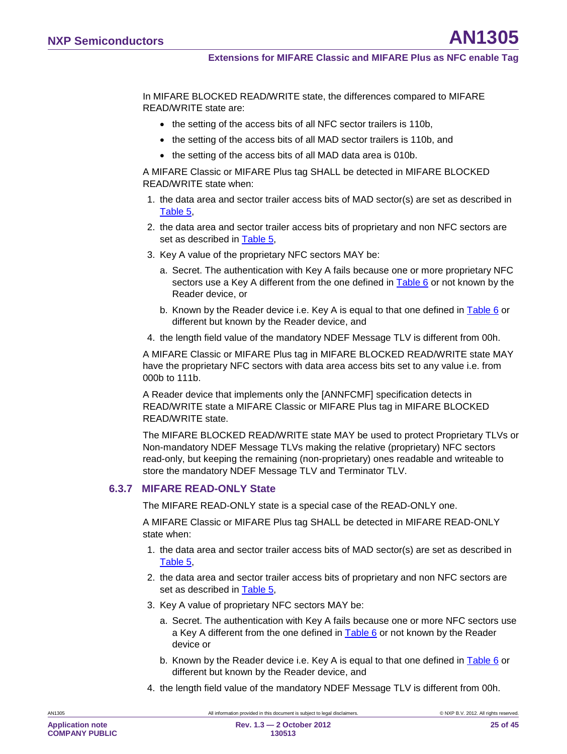In MIFARE BLOCKED READ/WRITE state, the differences compared to MIFARE READ/WRITE state are:

- the setting of the access bits of all NFC sector trailers is 110b,
- the setting of the access bits of all MAD sector trailers is 110b, and
- the setting of the access bits of all MAD data area is 010b.

A MIFARE Classic or MIFARE Plus tag SHALL be detected in MIFARE BLOCKED READ/WRITE state when:

1. the data area and sector trailer access bits of MAD sector(s) are set as described in Table 5,
2. the data area and sector trailer access bits of proprietary and non NFC sectors are set as described in Table 5,
3. Key A value of the proprietary NFC sectors MAY be:
   a. Secret. The authentication with Key A fails because one or more proprietary NFC sectors use a Key A different from the one defined in Table 6 or not known by the Reader device, or
   b. Known by the Reader device i.e. Key A is equal to that one defined in Table 6 or different but known by the Reader device, and
4. the length field value of the mandatory NDEF Message TLV is different from 00h.

A MIFARE Classic or MIFARE Plus tag in MIFARE BLOCKED READ/WRITE state MAY have the proprietary NFC sectors with data area access bits set to any value i.e. from 000b to 111b.

A Reader device that implements only the [ANNFCMF] specification detects in READ/WRITE state a MIFARE Classic or MIFARE Plus tag in MIFARE BLOCKED READ/WRITE state.

The MIFARE BLOCKED READ/WRITE state MAY be used to protect Proprietary TLVs or Non-mandatory NDEF Message TLVs making the relative (proprietary) NFC sectors read-only, but keeping the remaining (non-proprietary) ones readable and writeable to store the mandatory NDEF Message TLV and Terminator TLV.

### 6.3.7 MIFARE READ-ONLY State

The MIFARE READ-ONLY state is a special case of the READ-ONLY one.

A MIFARE Classic or MIFARE Plus tag SHALL be detected in MIFARE READ-ONLY state when:

1. the data area and sector trailer access bits of MAD sector(s) are set as described in Table 5,
2. the data area and sector trailer access bits of proprietary and non NFC sectors are set as described in Table 5,
3. Key A value of proprietary NFC sectors MAY be:
   a. Secret. The authentication with Key A fails because one or more NFC sectors use a Key A different from the one defined in Table 6 or not known by the Reader device or
   b. Known by the Reader device i.e. Key A is equal to that one defined in Table 6 or different but known by the Reader device, and
4. the length field value of the mandatory NDEF Message TLV is different from 00h.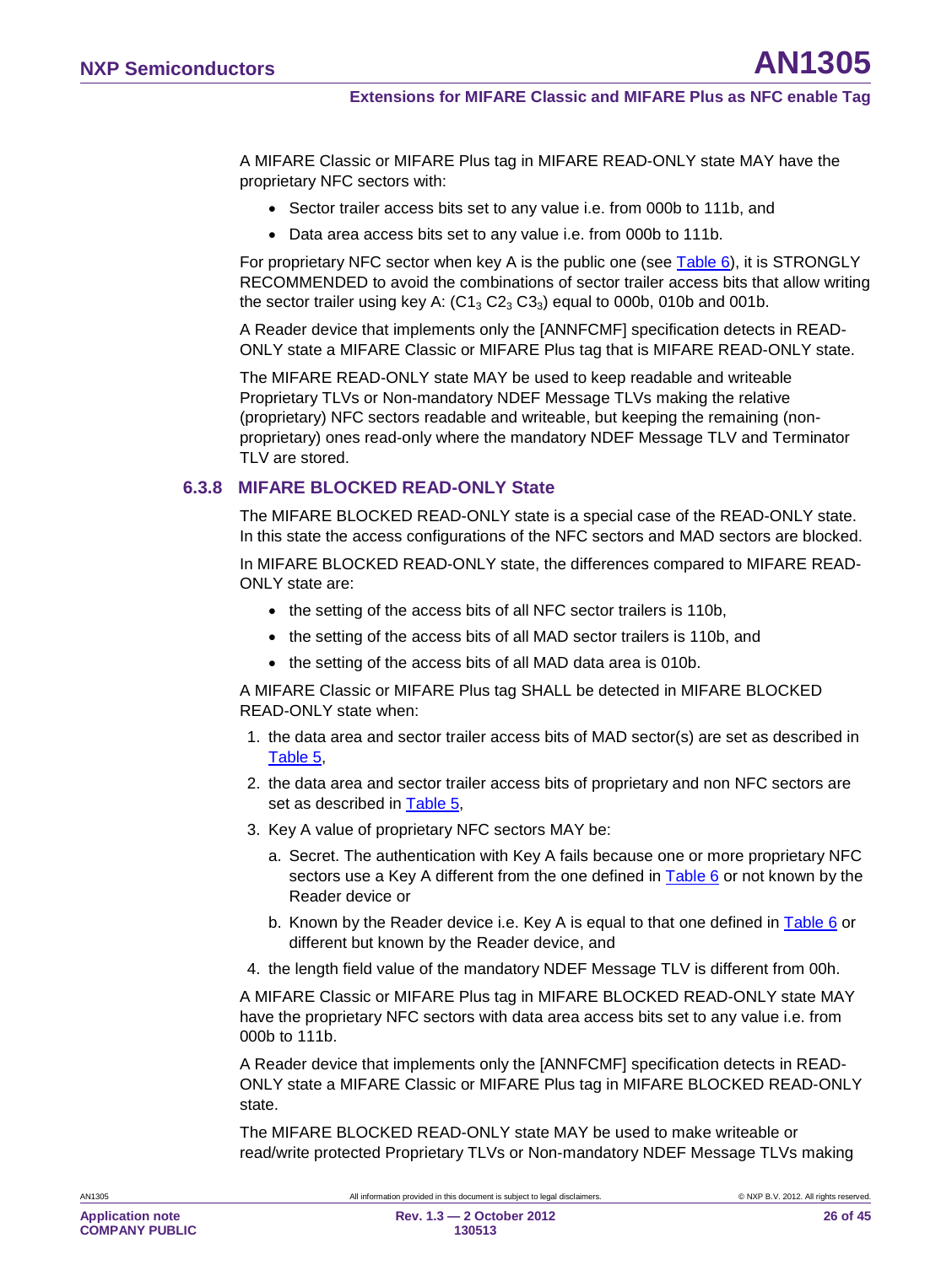A MIFARE Classic or MIFARE Plus tag in MIFARE READ-ONLY state MAY have the proprietary NFC sectors with:

- Sector trailer access bits set to any value i.e. from 000b to 111b, and
- Data area access bits set to any value i.e. from 000b to 111b.

For proprietary NFC sector when key A is the public one (see Table 6), it is STRONGLY RECOMMENDED to avoid the combinations of sector trailer access bits that allow writing the sector trailer using key A: ($C1_3$ $C2_3$ $C3_3$) equal to 000b, 010b and 001b.

A Reader device that implements only the [ANNFCMF] specification detects in READ-ONLY state a MIFARE Classic or MIFARE Plus tag that is MIFARE READ-ONLY state.

The MIFARE READ-ONLY state MAY be used to keep readable and writeable Proprietary TLVs or Non-mandatory NDEF Message TLVs making the relative (proprietary) NFC sectors readable and writeable, but keeping the remaining (non-proprietary) ones read-only where the mandatory NDEF Message TLV and Terminator TLV are stored.

### 6.3.8 MIFARE BLOCKED READ-ONLY State

The MIFARE BLOCKED READ-ONLY state is a special case of the READ-ONLY state. In this state the access configurations of the NFC sectors and MAD sectors are blocked.

In MIFARE BLOCKED READ-ONLY state, the differences compared to MIFARE READ-ONLY state are:

- the setting of the access bits of all NFC sector trailers is 110b,
- the setting of the access bits of all MAD sector trailers is 110b, and
- the setting of the access bits of all MAD data area is 010b.

A MIFARE Classic or MIFARE Plus tag SHALL be detected in MIFARE BLOCKED READ-ONLY state when:

1. the data area and sector trailer access bits of MAD sector(s) are set as described in Table 5,
2. the data area and sector trailer access bits of proprietary and non NFC sectors are set as described in Table 5,
3. Key A value of proprietary NFC sectors MAY be:
   a. Secret. The authentication with Key A fails because one or more proprietary NFC sectors use a Key A different from the one defined in Table 6 or not known by the Reader device or
   b. Known by the Reader device i.e. Key A is equal to that one defined in Table 6 or different but known by the Reader device, and
4. the length field value of the mandatory NDEF Message TLV is different from 00h.

A MIFARE Classic or MIFARE Plus tag in MIFARE BLOCKED READ-ONLY state MAY have the proprietary NFC sectors with data area access bits set to any value i.e. from 000b to 111b.

A Reader device that implements only the [ANNFCMF] specification detects in READ-ONLY state a MIFARE Classic or MIFARE Plus tag in MIFARE BLOCKED READ-ONLY state.

The MIFARE BLOCKED READ-ONLY state MAY be used to make writeable or read/write protected Proprietary TLVs or Non-mandatory NDEF Message TLVs making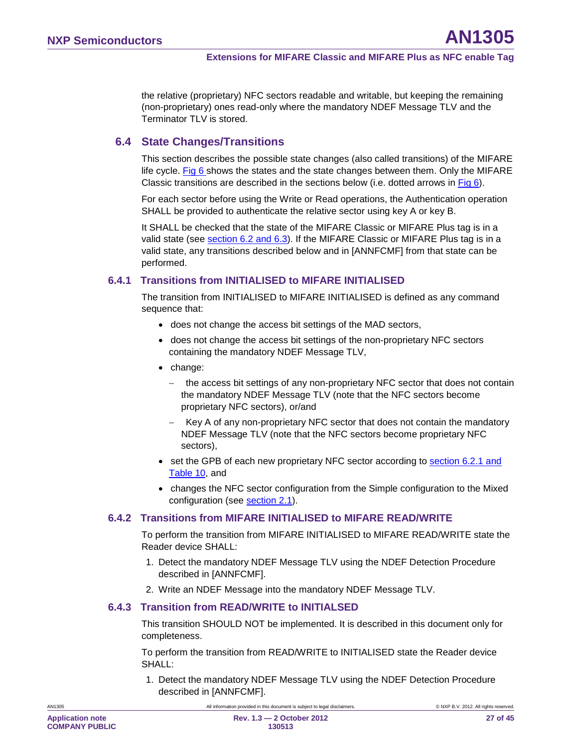the relative (proprietary) NFC sectors readable and writable, but keeping the remaining (non-proprietary) ones read-only where the mandatory NDEF Message TLV and the Terminator TLV is stored.

## 6.4 State Changes/Transitions

This section describes the possible state changes (also called transitions) of the MIFARE life cycle. Fig 6 shows the states and the state changes between them. Only the MIFARE Classic transitions are described in the sections below (i.e. dotted arrows in Fig 6).

For each sector before using the Write or Read operations, the Authentication operation SHALL be provided to authenticate the relative sector using key A or key B.

It SHALL be checked that the state of the MIFARE Classic or MIFARE Plus tag is in a valid state (see section 6.2 and 6.3). If the MIFARE Classic or MIFARE Plus tag is in a valid state, any transitions described below and in [ANNFCMF] from that state can be performed.

### 6.4.1 Transitions from INITIALISED to MIFARE INITIALISED

The transition from INITIALISED to MIFARE INITIALISED is defined as any command sequence that:

- does not change the access bit settings of the MAD sectors,
- does not change the access bit settings of the non-proprietary NFC sectors containing the mandatory NDEF Message TLV,
- change:
  - the access bit settings of any non-proprietary NFC sector that does not contain the mandatory NDEF Message TLV (note that the NFC sectors become proprietary NFC sectors), or/and
  - Key A of any non-proprietary NFC sector that does not contain the mandatory NDEF Message TLV (note that the NFC sectors become proprietary NFC sectors),
- set the GPB of each new proprietary NFC sector according to section 6.2.1 and Table 10, and
- changes the NFC sector configuration from the Simple configuration to the Mixed configuration (see section 2.1).

### 6.4.2 Transitions from MIFARE INITIALISED to MIFARE READ/WRITE

To perform the transition from MIFARE INITIALISED to MIFARE READ/WRITE state the Reader device SHALL:

1. Detect the mandatory NDEF Message TLV using the NDEF Detection Procedure described in [ANNFCMF].
2. Write an NDEF Message into the mandatory NDEF Message TLV.

### 6.4.3 Transition from READ/WRITE to INITIALSED

This transition SHOULD NOT be implemented. It is described in this document only for completeness.

To perform the transition from READ/WRITE to INITIALISED state the Reader device SHALL:

1. Detect the mandatory NDEF Message TLV using the NDEF Detection Procedure described in [ANNFCMF].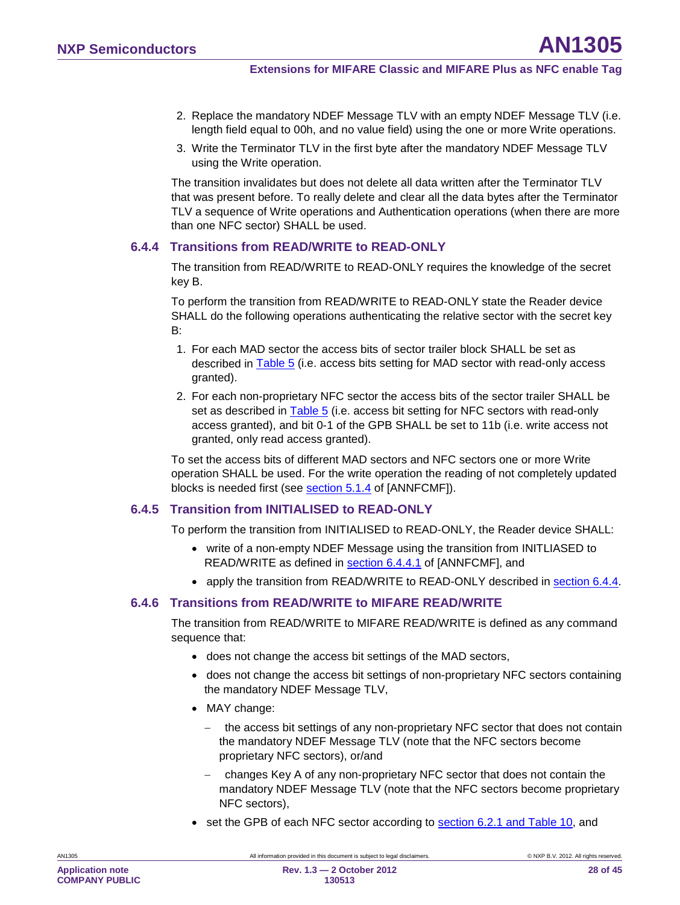2. Replace the mandatory NDEF Message TLV with an empty NDEF Message TLV (i.e. length field equal to 00h, and no value field) using the one or more Write operations.
3. Write the Terminator TLV in the first byte after the mandatory NDEF Message TLV using the Write operation.

The transition invalidates but does not delete all data written after the Terminator TLV that was present before. To really delete and clear all the data bytes after the Terminator TLV a sequence of Write operations and Authentication operations (when there are more than one NFC sector) SHALL be used.

### 6.4.4 Transitions from READ/WRITE to READ-ONLY

The transition from READ/WRITE to READ-ONLY requires the knowledge of the secret key B.

To perform the transition from READ/WRITE to READ-ONLY state the Reader device SHALL do the following operations authenticating the relative sector with the secret key B:

1. For each MAD sector the access bits of sector trailer block SHALL be set as described in Table 5 (i.e. access bits setting for MAD sector with read-only access granted).
2. For each non-proprietary NFC sector the access bits of the sector trailer SHALL be set as described in Table 5 (i.e. access bit setting for NFC sectors with read-only access granted), and bit 0-1 of the GPB SHALL be set to 11b (i.e. write access not granted, only read access granted).

To set the access bits of different MAD sectors and NFC sectors one or more Write operation SHALL be used. For the write operation the reading of not completely updated blocks is needed first (see section 5.1.4 of [ANNFCMF]).

### 6.4.5 Transition from INITIALISED to READ-ONLY

To perform the transition from INITIALISED to READ-ONLY, the Reader device SHALL:

- write of a non-empty NDEF Message using the transition from INITLIASED to READ/WRITE as defined in section 6.4.4.1 of [ANNFCMF], and
- apply the transition from READ/WRITE to READ-ONLY described in section 6.4.4.

### 6.4.6 Transitions from READ/WRITE to MIFARE READ/WRITE

The transition from READ/WRITE to MIFARE READ/WRITE is defined as any command sequence that:

- does not change the access bit settings of the MAD sectors,
- does not change the access bit settings of non-proprietary NFC sectors containing the mandatory NDEF Message TLV,
- MAY change:
  - the access bit settings of any non-proprietary NFC sector that does not contain the mandatory NDEF Message TLV (note that the NFC sectors become proprietary NFC sectors), or/and
  - changes Key A of any non-proprietary NFC sector that does not contain the mandatory NDEF Message TLV (note that the NFC sectors become proprietary NFC sectors),
- set the GPB of each NFC sector according to section 6.2.1 and Table 10, and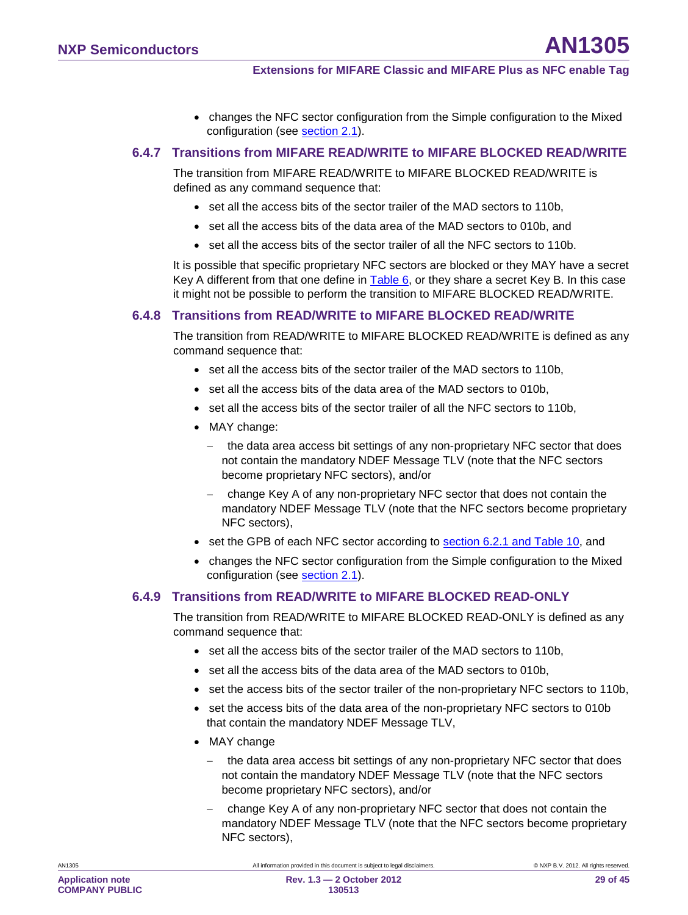- changes the NFC sector configuration from the Simple configuration to the Mixed configuration (see section 2.1).

### 6.4.7 Transitions from MIFARE READ/WRITE to MIFARE BLOCKED READ/WRITE

The transition from MIFARE READ/WRITE to MIFARE BLOCKED READ/WRITE is defined as any command sequence that:

- set all the access bits of the sector trailer of the MAD sectors to 110b,
- set all the access bits of the data area of the MAD sectors to 010b, and
- set all the access bits of the sector trailer of all the NFC sectors to 110b.

It is possible that specific proprietary NFC sectors are blocked or they MAY have a secret Key A different from that one define in Table 6, or they share a secret Key B. In this case it might not be possible to perform the transition to MIFARE BLOCKED READ/WRITE.

### 6.4.8 Transitions from READ/WRITE to MIFARE BLOCKED READ/WRITE

The transition from READ/WRITE to MIFARE BLOCKED READ/WRITE is defined as any command sequence that:

- set all the access bits of the sector trailer of the MAD sectors to 110b,
- set all the access bits of the data area of the MAD sectors to 010b,
- set all the access bits of the sector trailer of all the NFC sectors to 110b,
- MAY change:
  - the data area access bit settings of any non-proprietary NFC sector that does not contain the mandatory NDEF Message TLV (note that the NFC sectors become proprietary NFC sectors), and/or
  - change Key A of any non-proprietary NFC sector that does not contain the mandatory NDEF Message TLV (note that the NFC sectors become proprietary NFC sectors),
- set the GPB of each NFC sector according to section 6.2.1 and Table 10, and
- changes the NFC sector configuration from the Simple configuration to the Mixed configuration (see section 2.1).

### 6.4.9 Transitions from READ/WRITE to MIFARE BLOCKED READ-ONLY

The transition from READ/WRITE to MIFARE BLOCKED READ-ONLY is defined as any command sequence that:

- set all the access bits of the sector trailer of the MAD sectors to 110b,
- set all the access bits of the data area of the MAD sectors to 010b,
- set the access bits of the sector trailer of the non-proprietary NFC sectors to 110b,
- set the access bits of the data area of the non-proprietary NFC sectors to 010b that contain the mandatory NDEF Message TLV,
- MAY change
  - the data area access bit settings of any non-proprietary NFC sector that does not contain the mandatory NDEF Message TLV (note that the NFC sectors become proprietary NFC sectors), and/or
  - change Key A of any non-proprietary NFC sector that does not contain the mandatory NDEF Message TLV (note that the NFC sectors become proprietary NFC sectors),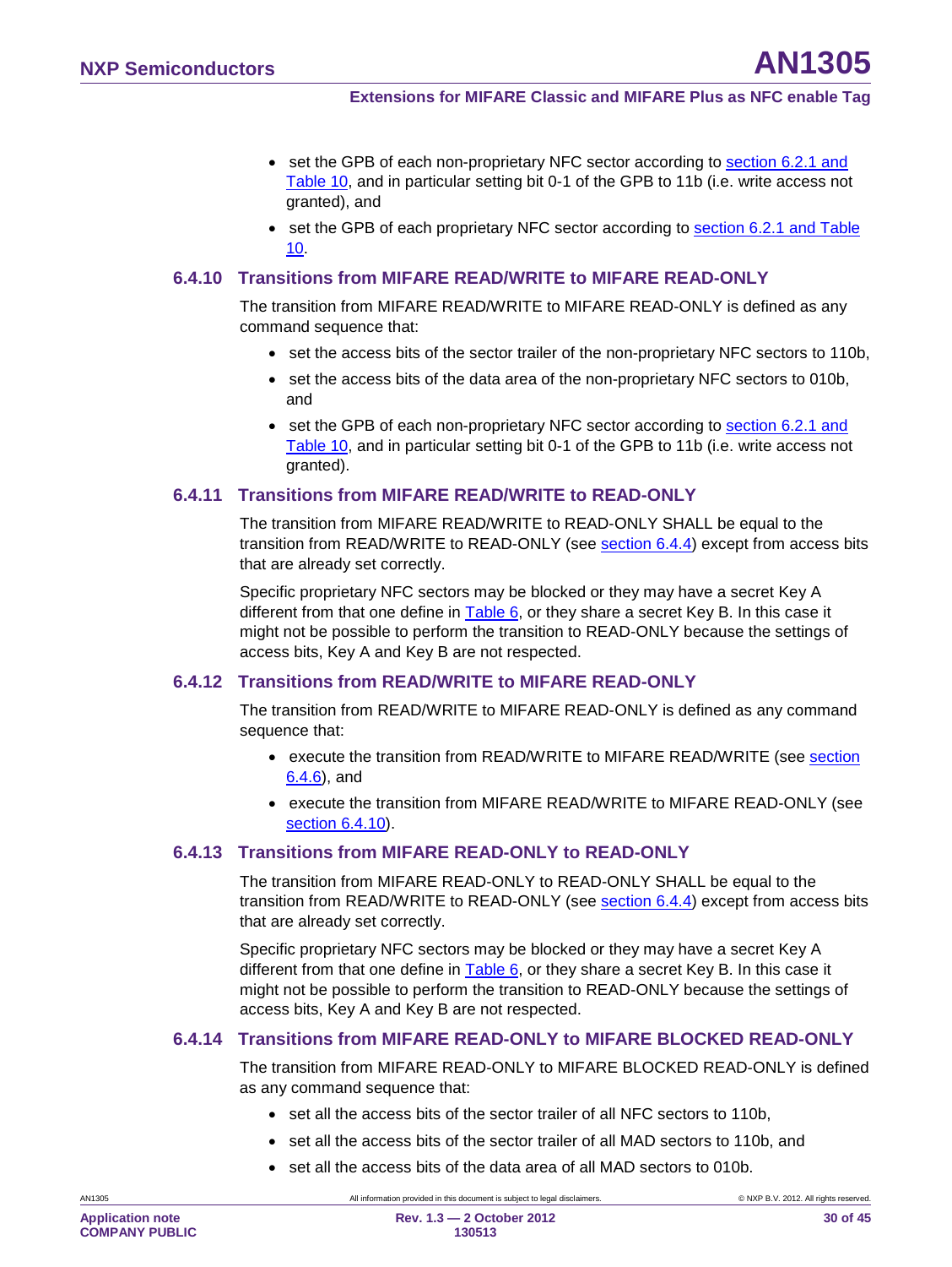- set the GPB of each non-proprietary NFC sector according to section 6.2.1 and Table 10, and in particular setting bit 0-1 of the GPB to 11b (i.e. write access not granted), and
- set the GPB of each proprietary NFC sector according to section 6.2.1 and Table 10.

### 6.4.10 Transitions from MIFARE READ/WRITE to MIFARE READ-ONLY

The transition from MIFARE READ/WRITE to MIFARE READ-ONLY is defined as any command sequence that:

- set the access bits of the sector trailer of the non-proprietary NFC sectors to 110b,
- set the access bits of the data area of the non-proprietary NFC sectors to 010b, and
- set the GPB of each non-proprietary NFC sector according to section 6.2.1 and Table 10, and in particular setting bit 0-1 of the GPB to 11b (i.e. write access not granted).

### 6.4.11 Transitions from MIFARE READ/WRITE to READ-ONLY

The transition from MIFARE READ/WRITE to READ-ONLY SHALL be equal to the transition from READ/WRITE to READ-ONLY (see section 6.4.4) except from access bits that are already set correctly.

Specific proprietary NFC sectors may be blocked or they may have a secret Key A different from that one define in Table 6, or they share a secret Key B. In this case it might not be possible to perform the transition to READ-ONLY because the settings of access bits, Key A and Key B are not respected.

### 6.4.12 Transitions from READ/WRITE to MIFARE READ-ONLY

The transition from READ/WRITE to MIFARE READ-ONLY is defined as any command sequence that:

- execute the transition from READ/WRITE to MIFARE READ/WRITE (see section 6.4.6), and
- execute the transition from MIFARE READ/WRITE to MIFARE READ-ONLY (see section 6.4.10).

### 6.4.13 Transitions from MIFARE READ-ONLY to READ-ONLY

The transition from MIFARE READ-ONLY to READ-ONLY SHALL be equal to the transition from READ/WRITE to READ-ONLY (see section 6.4.4) except from access bits that are already set correctly.

Specific proprietary NFC sectors may be blocked or they may have a secret Key A different from that one define in Table 6, or they share a secret Key B. In this case it might not be possible to perform the transition to READ-ONLY because the settings of access bits, Key A and Key B are not respected.

### 6.4.14 Transitions from MIFARE READ-ONLY to MIFARE BLOCKED READ-ONLY

The transition from MIFARE READ-ONLY to MIFARE BLOCKED READ-ONLY is defined as any command sequence that:

- set all the access bits of the sector trailer of all NFC sectors to 110b,
- set all the access bits of the sector trailer of all MAD sectors to 110b, and
- set all the access bits of the data area of all MAD sectors to 010b.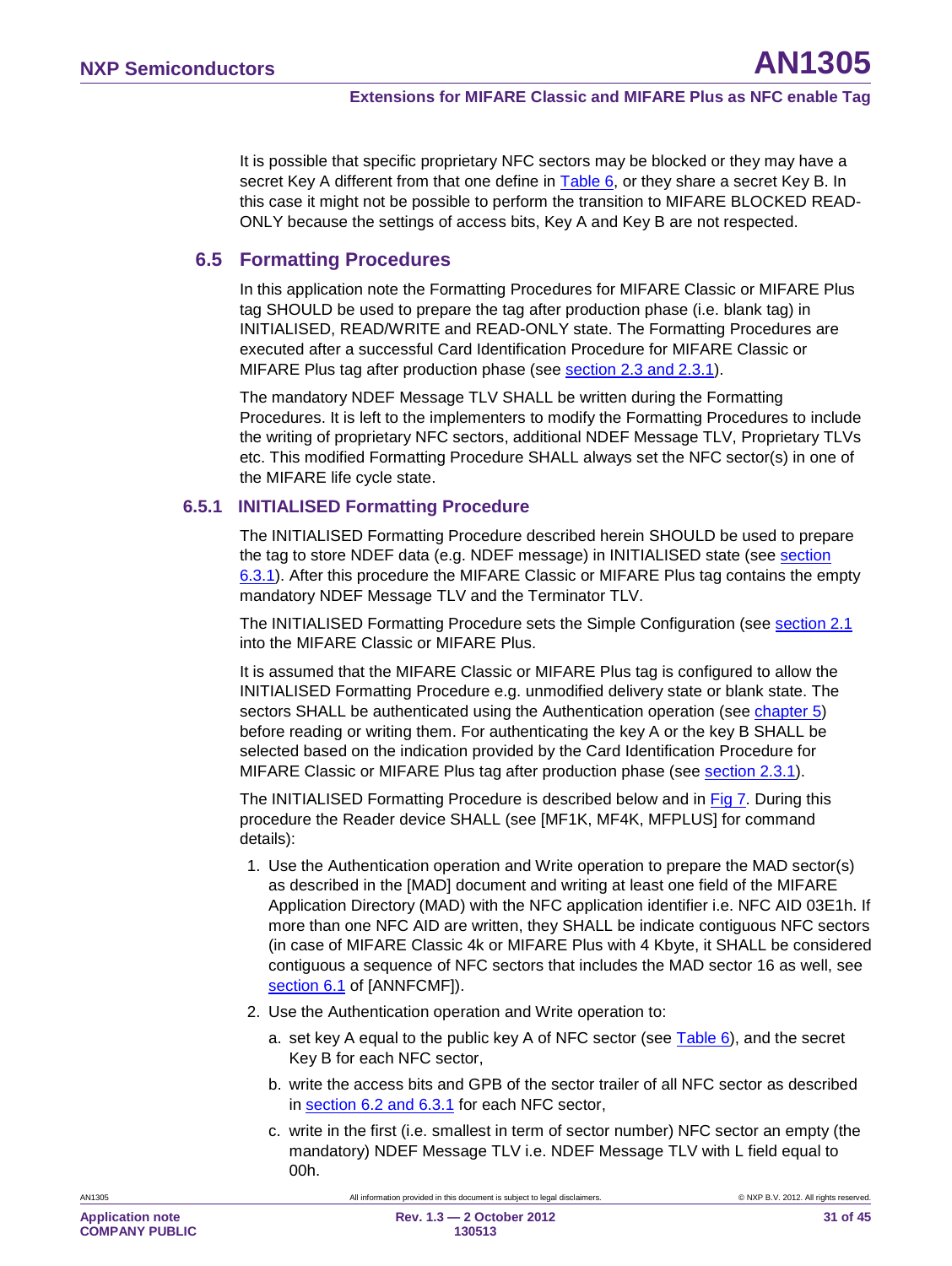It is possible that specific proprietary NFC sectors may be blocked or they may have a secret Key A different from that one define in Table 6, or they share a secret Key B. In this case it might not be possible to perform the transition to MIFARE BLOCKED READ-ONLY because the settings of access bits, Key A and Key B are not respected.

## 6.5 Formatting Procedures

In this application note the Formatting Procedures for MIFARE Classic or MIFARE Plus tag SHOULD be used to prepare the tag after production phase (i.e. blank tag) in INITIALISED, READ/WRITE and READ-ONLY state. The Formatting Procedures are executed after a successful Card Identification Procedure for MIFARE Classic or MIFARE Plus tag after production phase (see section 2.3 and 2.3.1).

The mandatory NDEF Message TLV SHALL be written during the Formatting Procedures. It is left to the implementers to modify the Formatting Procedures to include the writing of proprietary NFC sectors, additional NDEF Message TLV, Proprietary TLVs etc. This modified Formatting Procedure SHALL always set the NFC sector(s) in one of the MIFARE life cycle state.

### 6.5.1 INITIALISED Formatting Procedure

The INITIALISED Formatting Procedure described herein SHOULD be used to prepare the tag to store NDEF data (e.g. NDEF message) in INITIALISED state (see section 6.3.1). After this procedure the MIFARE Classic or MIFARE Plus tag contains the empty mandatory NDEF Message TLV and the Terminator TLV.

The INITIALISED Formatting Procedure sets the Simple Configuration (see section 2.1 into the MIFARE Classic or MIFARE Plus.

It is assumed that the MIFARE Classic or MIFARE Plus tag is configured to allow the INITIALISED Formatting Procedure e.g. unmodified delivery state or blank state. The sectors SHALL be authenticated using the Authentication operation (see chapter 5) before reading or writing them. For authenticating the key A or the key B SHALL be selected based on the indication provided by the Card Identification Procedure for MIFARE Classic or MIFARE Plus tag after production phase (see section 2.3.1).

The INITIALISED Formatting Procedure is described below and in Fig 7. During this procedure the Reader device SHALL (see [MF1K, MF4K, MFPLUS] for command details):

1. Use the Authentication operation and Write operation to prepare the MAD sector(s) as described in the [MAD] document and writing at least one field of the MIFARE Application Directory (MAD) with the NFC application identifier i.e. NFC AID 03E1h. If more than one NFC AID are written, they SHALL be indicate contiguous NFC sectors (in case of MIFARE Classic 4k or MIFARE Plus with 4 Kbyte, it SHALL be considered contiguous a sequence of NFC sectors that includes the MAD sector 16 as well, see section 6.1 of [ANNFCMF]).
2. Use the Authentication operation and Write operation to:
   a. set key A equal to the public key A of NFC sector (see Table 6), and the secret Key B for each NFC sector,
   b. write the access bits and GPB of the sector trailer of all NFC sector as described in section 6.2 and 6.3.1 for each NFC sector,
   c. write in the first (i.e. smallest in term of sector number) NFC sector an empty (the mandatory) NDEF Message TLV i.e. NDEF Message TLV with L field equal to 00h.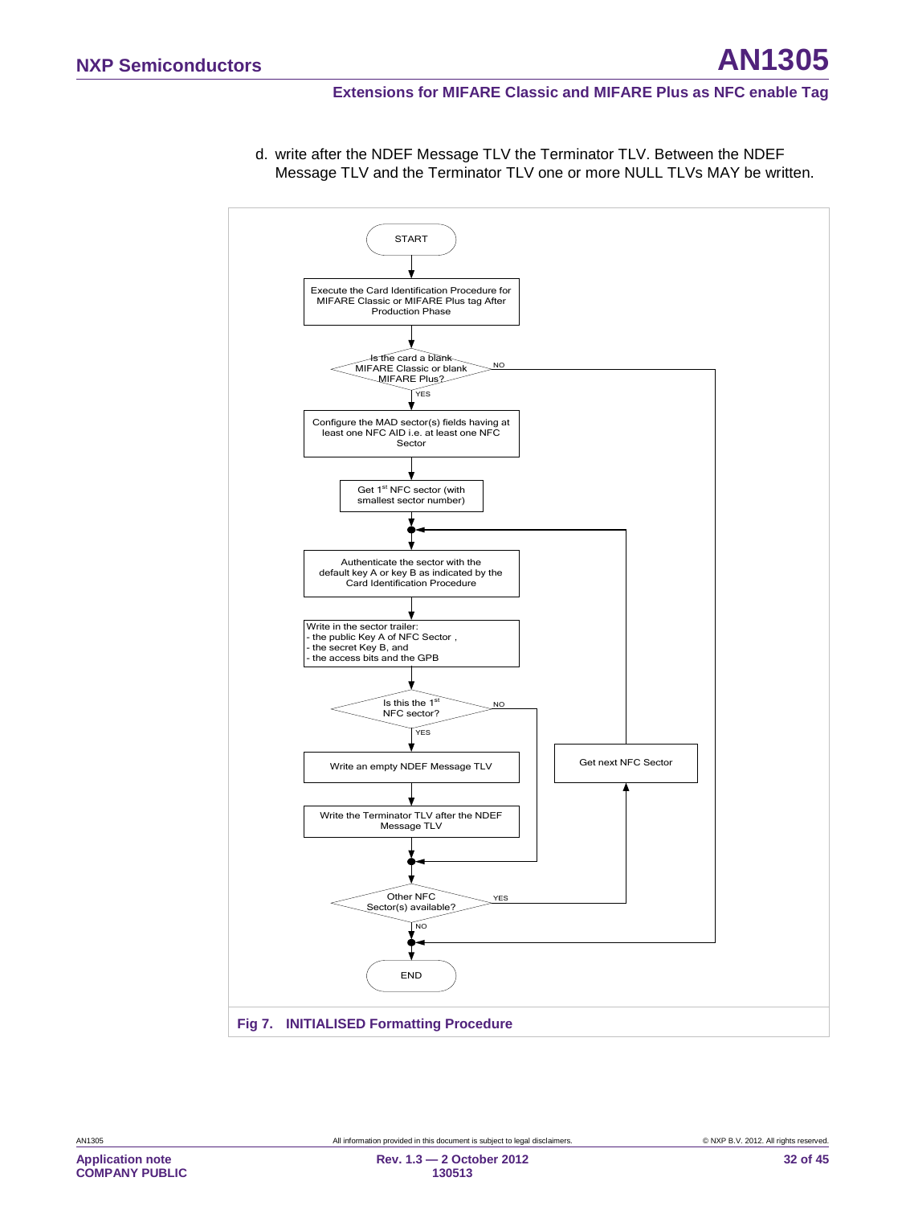d. write after the NDEF Message TLV the Terminator TLV. Between the NDEF Message TLV and the Terminator TLV one or more NULL TLVs MAY be written.

START

Execute the Card Identification Procedure for MIFARE Classic or MIFARE Plus tag After Production Phase

Is the card a blank MIFARE Classic or blank MIFARE Plus? (NO → END; YES → continue)

Configure the MAD sector(s) fields having at least one NFC AID i.e. at least one NFC Sector

Get 1st NFC sector (with smallest sector number)

Authenticate the sector with the default key A or key B as indicated by the Card Identification Procedure

Write in the sector trailer:
- the public Key A of NFC Sector ,
- the secret Key B, and
- the access bits and the GPB

Is this the 1st NFC sector? (NO → Other NFC Sector(s) available?; YES → continue)

Write an empty NDEF Message TLV

Write the Terminator TLV after the NDEF Message TLV

Other NFC Sector(s) available? (YES → Get next NFC Sector → Authenticate the sector ...; NO → END)

Get next NFC Sector

END

**Fig 7. INITIALISED Formatting Procedure**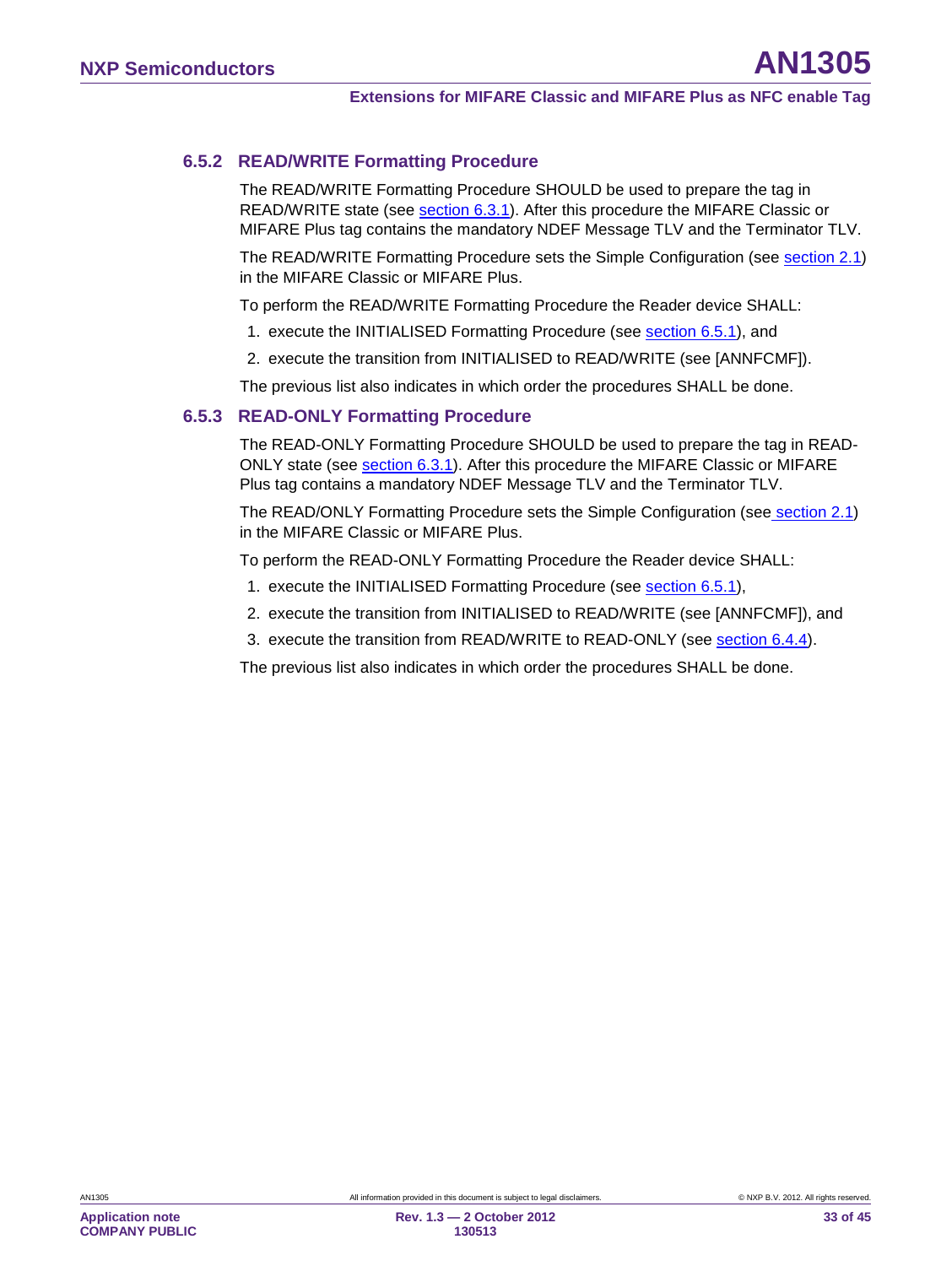### 6.5.2 READ/WRITE Formatting Procedure

The READ/WRITE Formatting Procedure SHOULD be used to prepare the tag in READ/WRITE state (see section 6.3.1). After this procedure the MIFARE Classic or MIFARE Plus tag contains the mandatory NDEF Message TLV and the Terminator TLV.

The READ/WRITE Formatting Procedure sets the Simple Configuration (see section 2.1) in the MIFARE Classic or MIFARE Plus.

To perform the READ/WRITE Formatting Procedure the Reader device SHALL:

1. execute the INITIALISED Formatting Procedure (see section 6.5.1), and
2. execute the transition from INITIALISED to READ/WRITE (see [ANNFCMF]).

The previous list also indicates in which order the procedures SHALL be done.

### 6.5.3 READ-ONLY Formatting Procedure

The READ-ONLY Formatting Procedure SHOULD be used to prepare the tag in READ-ONLY state (see section 6.3.1). After this procedure the MIFARE Classic or MIFARE Plus tag contains a mandatory NDEF Message TLV and the Terminator TLV.

The READ/ONLY Formatting Procedure sets the Simple Configuration (see section 2.1) in the MIFARE Classic or MIFARE Plus.

To perform the READ-ONLY Formatting Procedure the Reader device SHALL:

1. execute the INITIALISED Formatting Procedure (see section 6.5.1),
2. execute the transition from INITIALISED to READ/WRITE (see [ANNFCMF]), and
3. execute the transition from READ/WRITE to READ-ONLY (see section 6.4.4).

The previous list also indicates in which order the procedures SHALL be done.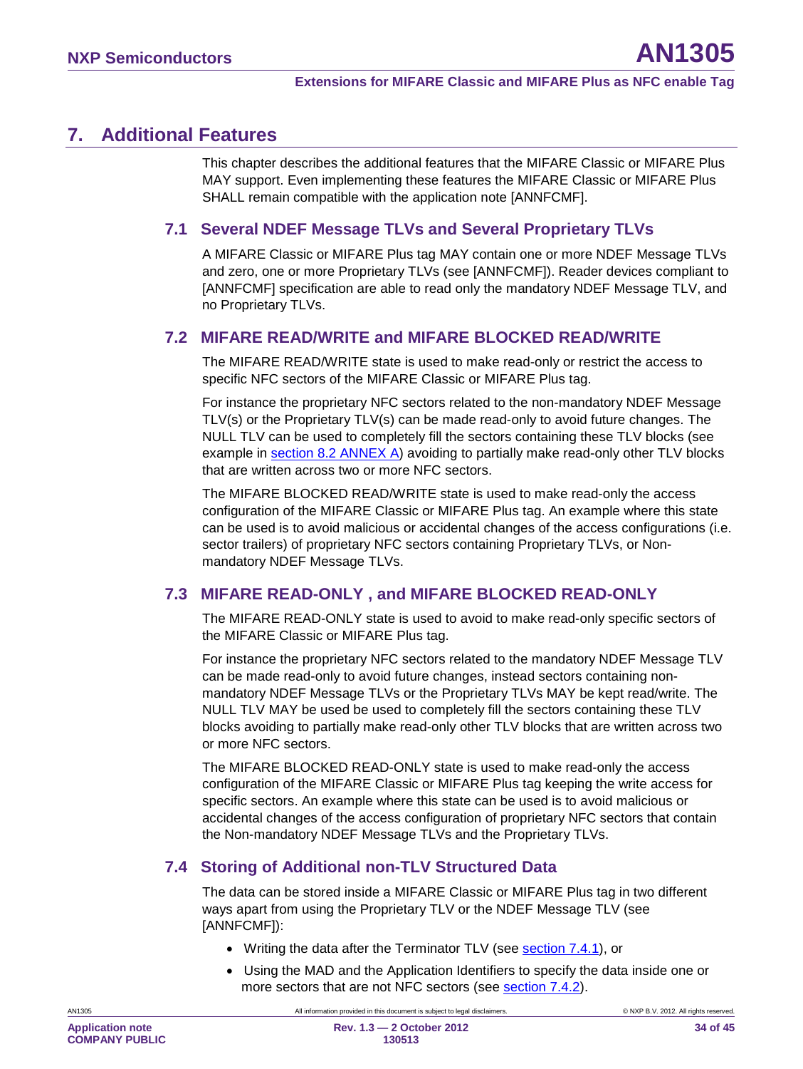# 7. Additional Features

This chapter describes the additional features that the MIFARE Classic or MIFARE Plus MAY support. Even implementing these features the MIFARE Classic or MIFARE Plus SHALL remain compatible with the application note [ANNFCMF].

## 7.1 Several NDEF Message TLVs and Several Proprietary TLVs

A MIFARE Classic or MIFARE Plus tag MAY contain one or more NDEF Message TLVs and zero, one or more Proprietary TLVs (see [ANNFCMF]). Reader devices compliant to [ANNFCMF] specification are able to read only the mandatory NDEF Message TLV, and no Proprietary TLVs.

## 7.2 MIFARE READ/WRITE and MIFARE BLOCKED READ/WRITE

The MIFARE READ/WRITE state is used to make read-only or restrict the access to specific NFC sectors of the MIFARE Classic or MIFARE Plus tag.

For instance the proprietary NFC sectors related to the non-mandatory NDEF Message TLV(s) or the Proprietary TLV(s) can be made read-only to avoid future changes. The NULL TLV can be used to completely fill the sectors containing these TLV blocks (see example in section 8.2 ANNEX A) avoiding to partially make read-only other TLV blocks that are written across two or more NFC sectors.

The MIFARE BLOCKED READ/WRITE state is used to make read-only the access configuration of the MIFARE Classic or MIFARE Plus tag. An example where this state can be used is to avoid malicious or accidental changes of the access configurations (i.e. sector trailers) of proprietary NFC sectors containing Proprietary TLVs, or Non-mandatory NDEF Message TLVs.

## 7.3 MIFARE READ-ONLY , and MIFARE BLOCKED READ-ONLY

The MIFARE READ-ONLY state is used to avoid to make read-only specific sectors of the MIFARE Classic or MIFARE Plus tag.

For instance the proprietary NFC sectors related to the mandatory NDEF Message TLV can be made read-only to avoid future changes, instead sectors containing non-mandatory NDEF Message TLVs or the Proprietary TLVs MAY be kept read/write. The NULL TLV MAY be used be used to completely fill the sectors containing these TLV blocks avoiding to partially make read-only other TLV blocks that are written across two or more NFC sectors.

The MIFARE BLOCKED READ-ONLY state is used to make read-only the access configuration of the MIFARE Classic or MIFARE Plus tag keeping the write access for specific sectors. An example where this state can be used is to avoid malicious or accidental changes of the access configuration of proprietary NFC sectors that contain the Non-mandatory NDEF Message TLVs and the Proprietary TLVs.

## 7.4 Storing of Additional non-TLV Structured Data

The data can be stored inside a MIFARE Classic or MIFARE Plus tag in two different ways apart from using the Proprietary TLV or the NDEF Message TLV (see [ANNFCMF]):

- Writing the data after the Terminator TLV (see section 7.4.1), or
- Using the MAD and the Application Identifiers to specify the data inside one or more sectors that are not NFC sectors (see section 7.4.2).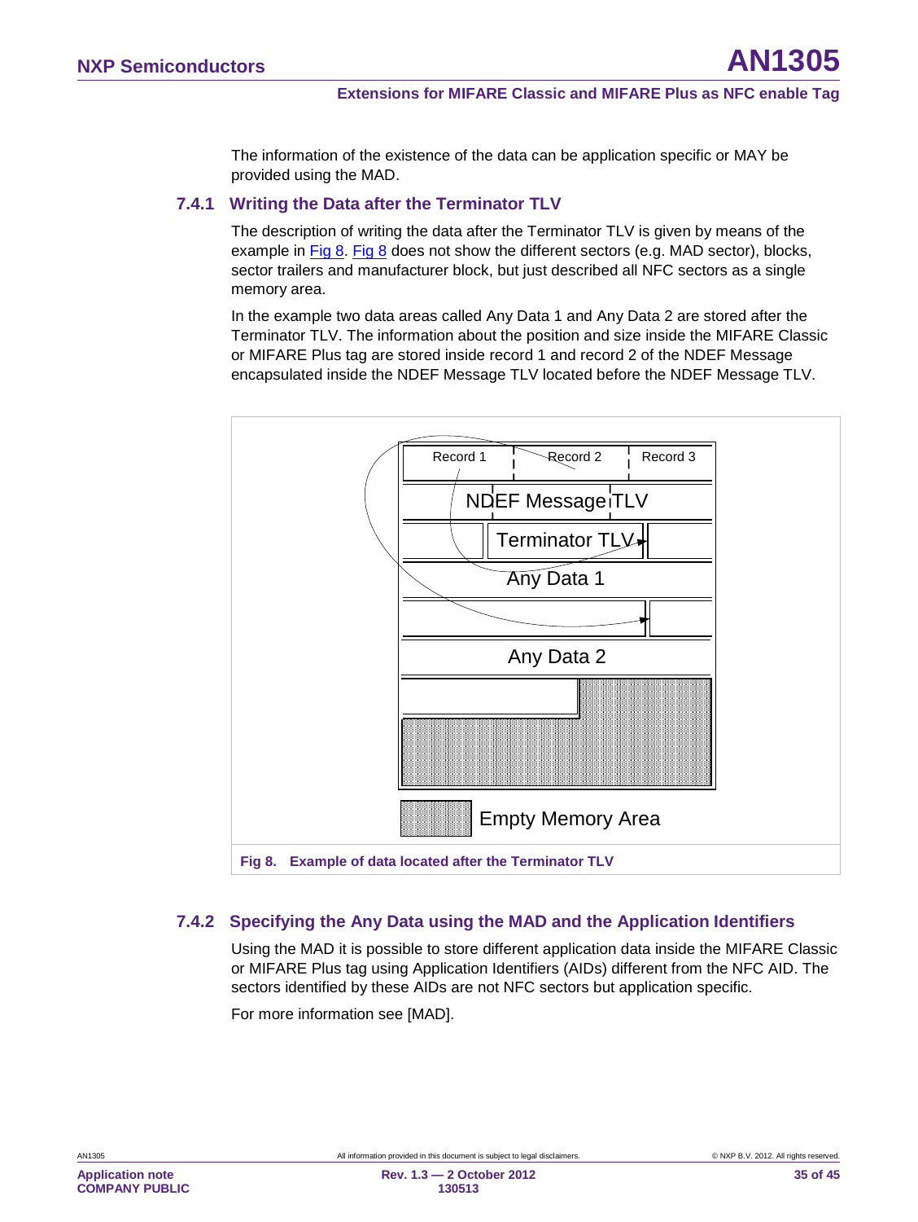The information of the existence of the data can be application specific or MAY be provided using the MAD.

### 7.4.1 Writing the Data after the Terminator TLV

The description of writing the data after the Terminator TLV is given by means of the example in Fig 8. Fig 8 does not show the different sectors (e.g. MAD sector), blocks, sector trailers and manufacturer block, but just described all NFC sectors as a single memory area.

In the example two data areas called Any Data 1 and Any Data 2 are stored after the Terminator TLV. The information about the position and size inside the MIFARE Classic or MIFARE Plus tag are stored inside record 1 and record 2 of the NDEF Message encapsulated inside the NDEF Message TLV located before the NDEF Message TLV.

Record 1 | Record 2 | Record 3

NDEF Message TLV

Terminator TLV

Any Data 1

Any Data 2

Empty Memory Area

**Fig 8. Example of data located after the Terminator TLV**

### 7.4.2 Specifying the Any Data using the MAD and the Application Identifiers

Using the MAD it is possible to store different application data inside the MIFARE Classic or MIFARE Plus tag using Application Identifiers (AIDs) different from the NFC AID. The sectors identified by these AIDs are not NFC sectors but application specific.

For more information see [MAD].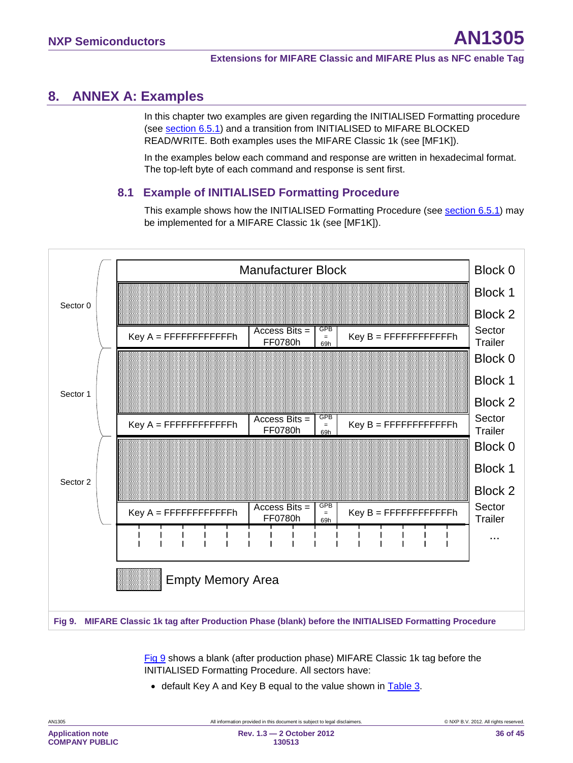# 8. ANNEX A: Examples

In this chapter two examples are given regarding the INITIALISED Formatting procedure (see section 6.5.1) and a transition from INITIALISED to MIFARE BLOCKED READ/WRITE. Both examples uses the MIFARE Classic 1k (see [MF1K]).

In the examples below each command and response are written in hexadecimal format. The top-left byte of each command and response is sent first.

## 8.1 Example of INITIALISED Formatting Procedure

This example shows how the INITIALISED Formatting Procedure (see section 6.5.1) may be implemented for a MIFARE Classic 1k (see [MF1K]).

| Sector | Content | | | | Block |
|---|---|---|---|---|---|
| Sector 0 | Manufacturer Block | | | | Block 0 |
| | Empty Memory Area | | | | Block 1 |
| | Empty Memory Area | | | | Block 2 |
| | Key A = FFFFFFFFFFFFh | Access Bits = FF0780h | GPB = 69h | Key B = FFFFFFFFFFFFh | Sector Trailer |
| Sector 1 | Empty Memory Area | | | | Block 0 |
| | Empty Memory Area | | | | Block 1 |
| | Empty Memory Area | | | | Block 2 |
| | Key A = FFFFFFFFFFFFh | Access Bits = FF0780h | GPB = 69h | Key B = FFFFFFFFFFFFh | Sector Trailer |
| Sector 2 | Empty Memory Area | | | | Block 0 |
| | Empty Memory Area | | | | Block 1 |
| | Empty Memory Area | | | | Block 2 |
| | Key A = FFFFFFFFFFFFh | Access Bits = FF0780h | GPB = 69h | Key B = FFFFFFFFFFFFh | Sector Trailer |
| | ... | | | | ... |

Fig 9. MIFARE Classic 1k tag after Production Phase (blank) before the INITIALISED Formatting Procedure

Fig 9 shows a blank (after production phase) MIFARE Classic 1k tag before the INITIALISED Formatting Procedure. All sectors have:

- default Key A and Key B equal to the value shown in Table 3.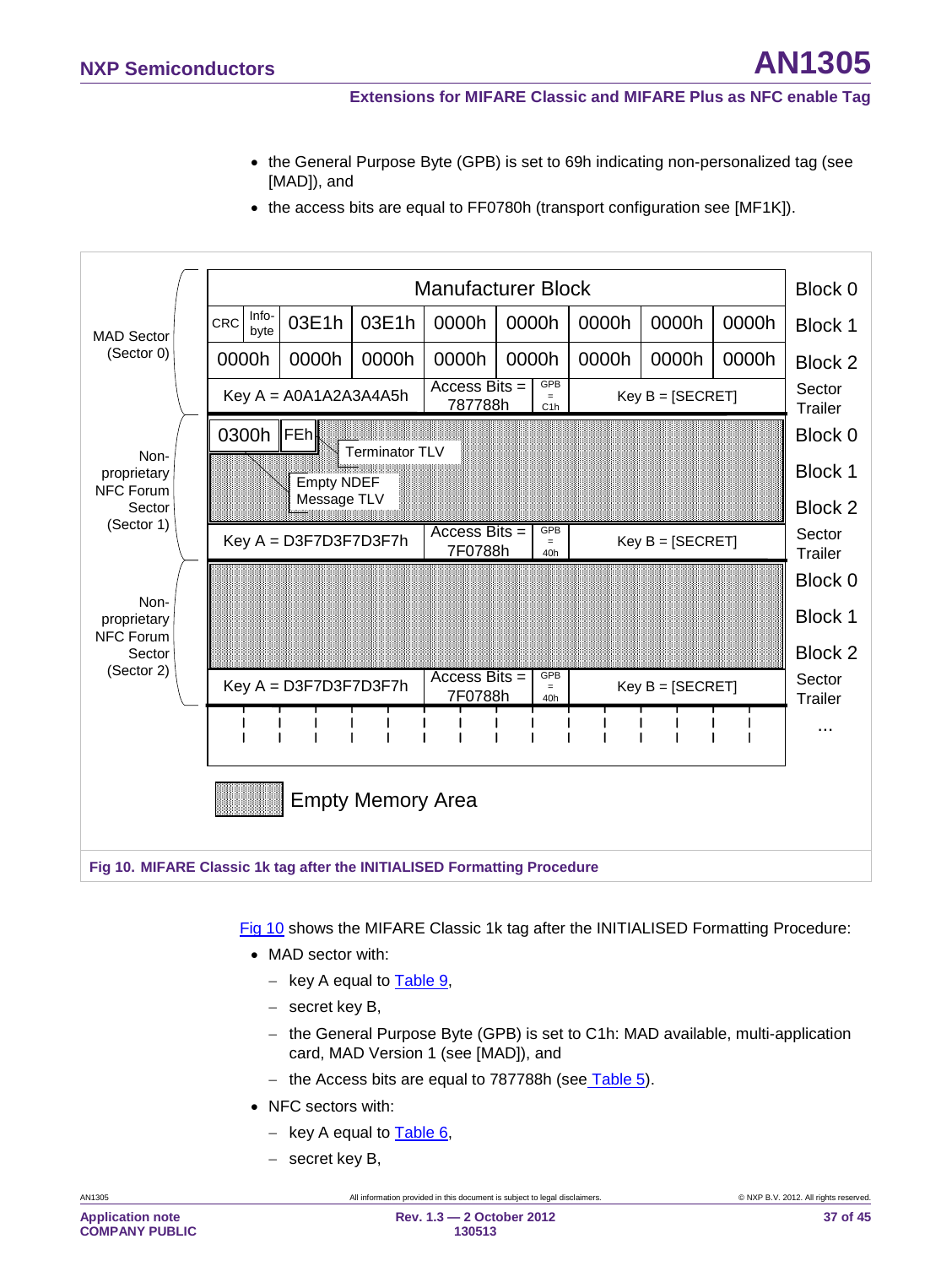- the General Purpose Byte (GPB) is set to 69h indicating non-personalized tag (see [MAD]), and
- the access bits are equal to FF0780h (transport configuration see [MF1K]).

| | | | | | | | | | | |
|---|---|---|---|---|---|---|---|---|---|---|
| MAD Sector (Sector 0) | Manufacturer Block | | | | | | | | | Block 0 |
| | CRC | Info-byte | 03E1h | 03E1h | 0000h | 0000h | 0000h | 0000h | 0000h | Block 1 |
| | 0000h | | 0000h | 0000h | 0000h | 0000h | 0000h | 0000h | 0000h | Block 2 |
| | Key A = A0A1A2A3A4A5h | | | Access Bits = 787788h | GPB = C1h | Key B = [SECRET] | | | | Sector Trailer |
| Non-proprietary NFC Forum Sector (Sector 1) | 0300h (Empty NDEF Message TLV) | FEh (Terminator TLV) | | | | | | | | Block 0 |
| | | | | | | | | | | Block 1 |
| | | | | | | | | | | Block 2 |
| | Key A = D3F7D3F7D3F7h | | | Access Bits = 7F0788h | GPB = 40h | Key B = [SECRET] | | | | Sector Trailer |
| Non-proprietary NFC Forum Sector (Sector 2) | | | | | | | | | | Block 0 |
| | | | | | | | | | | Block 1 |
| | | | | | | | | | | Block 2 |
| | Key A = D3F7D3F7D3F7h | | | Access Bits = 7F0788h | GPB = 40h | Key B = [SECRET] | | | | Sector Trailer |
| | ... | | | | | | | | | ... |

Empty Memory Area

**Fig 10. MIFARE Classic 1k tag after the INITIALISED Formatting Procedure**

Fig 10 shows the MIFARE Classic 1k tag after the INITIALISED Formatting Procedure:

- MAD sector with:
  - key A equal to Table 9,
  - secret key B,
  - the General Purpose Byte (GPB) is set to C1h: MAD available, multi-application card, MAD Version 1 (see [MAD]), and
  - the Access bits are equal to 787788h (see Table 5).
- NFC sectors with:
  - key A equal to Table 6,
  - secret key B,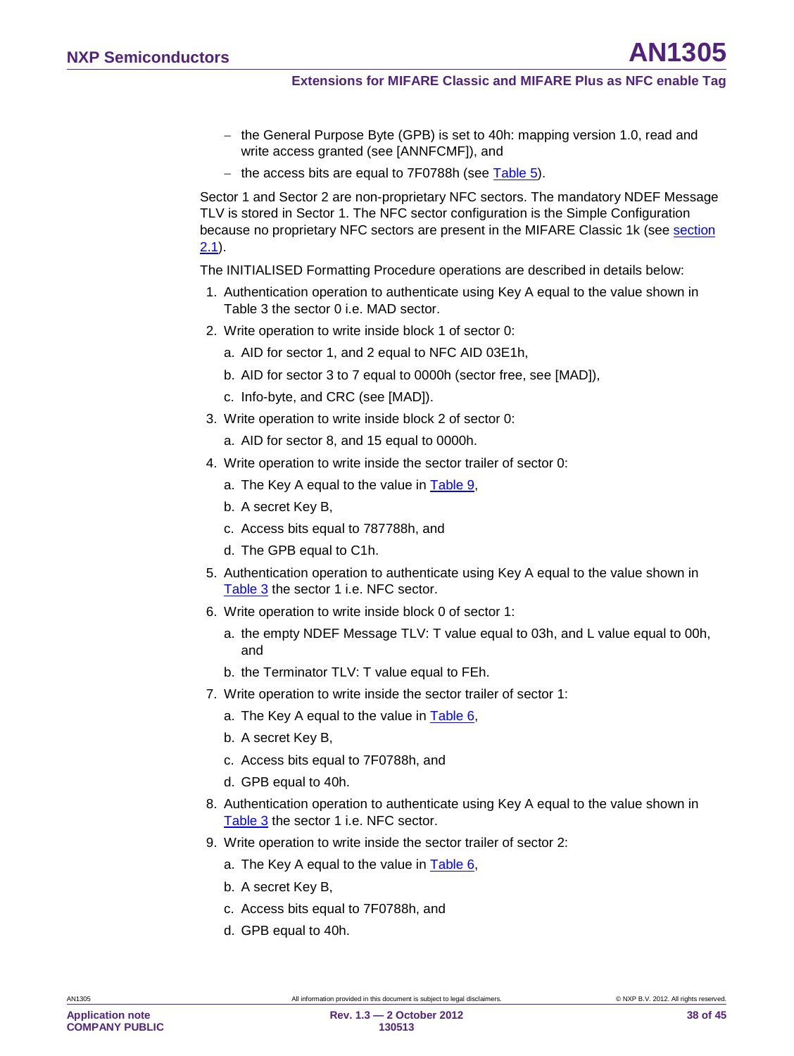- the General Purpose Byte (GPB) is set to 40h: mapping version 1.0, read and write access granted (see [ANNFCMF]), and
- the access bits are equal to 7F0788h (see Table 5).

Sector 1 and Sector 2 are non-proprietary NFC sectors. The mandatory NDEF Message TLV is stored in Sector 1. The NFC sector configuration is the Simple Configuration because no proprietary NFC sectors are present in the MIFARE Classic 1k (see section 2.1).

The INITIALISED Formatting Procedure operations are described in details below:

1. Authentication operation to authenticate using Key A equal to the value shown in Table 3 the sector 0 i.e. MAD sector.
2. Write operation to write inside block 1 of sector 0:
   a. AID for sector 1, and 2 equal to NFC AID 03E1h,
   b. AID for sector 3 to 7 equal to 0000h (sector free, see [MAD]),
   c. Info-byte, and CRC (see [MAD]).
3. Write operation to write inside block 2 of sector 0:
   a. AID for sector 8, and 15 equal to 0000h.
4. Write operation to write inside the sector trailer of sector 0:
   a. The Key A equal to the value in Table 9,
   b. A secret Key B,
   c. Access bits equal to 787788h, and
   d. The GPB equal to C1h.
5. Authentication operation to authenticate using Key A equal to the value shown in Table 3 the sector 1 i.e. NFC sector.
6. Write operation to write inside block 0 of sector 1:
   a. the empty NDEF Message TLV: T value equal to 03h, and L value equal to 00h, and
   b. the Terminator TLV: T value equal to FEh.
7. Write operation to write inside the sector trailer of sector 1:
   a. The Key A equal to the value in Table 6,
   b. A secret Key B,
   c. Access bits equal to 7F0788h, and
   d. GPB equal to 40h.
8. Authentication operation to authenticate using Key A equal to the value shown in Table 3 the sector 1 i.e. NFC sector.
9. Write operation to write inside the sector trailer of sector 2:
   a. The Key A equal to the value in Table 6,
   b. A secret Key B,
   c. Access bits equal to 7F0788h, and
   d. GPB equal to 40h.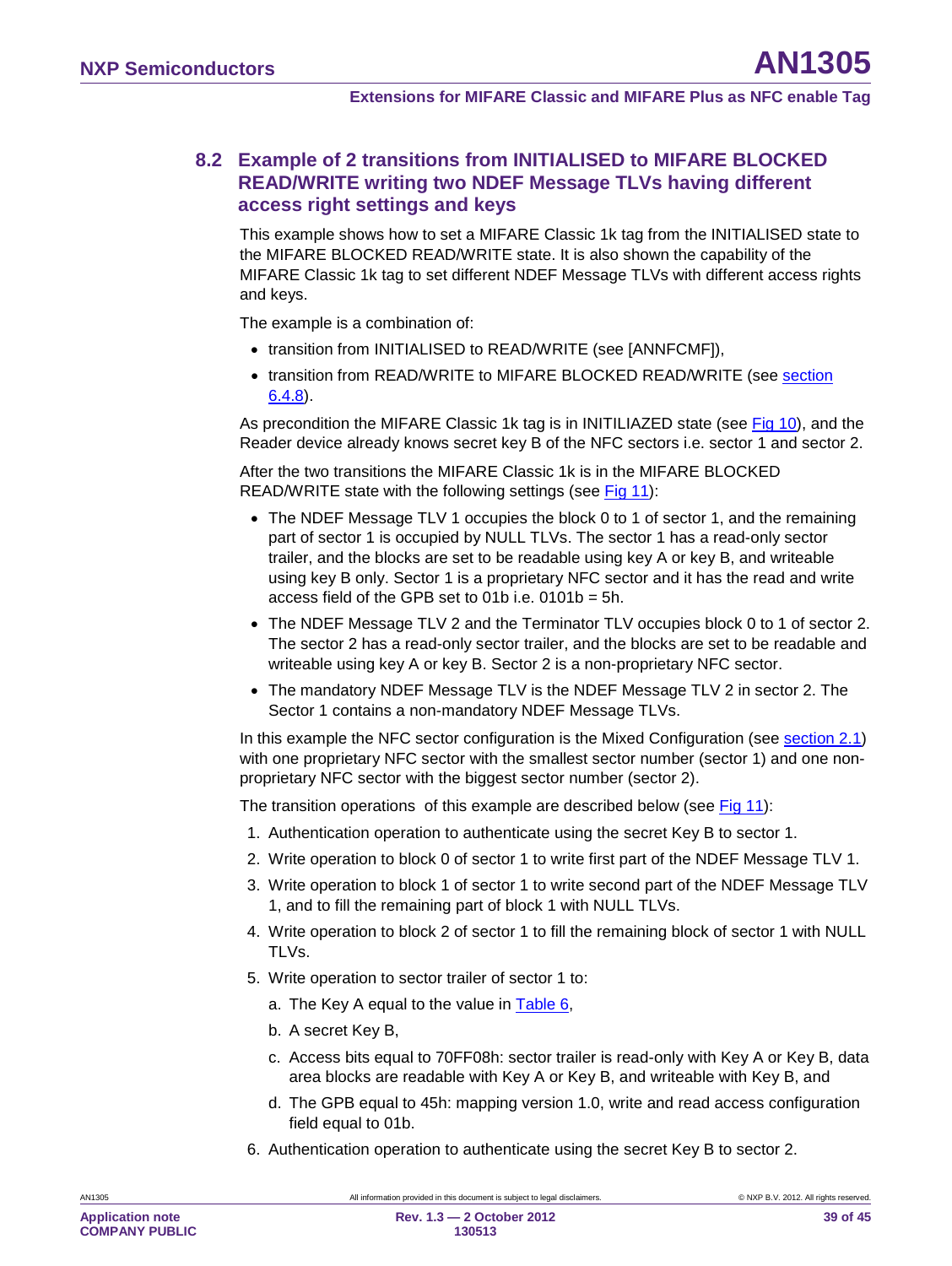## 8.2 Example of 2 transitions from INITIALISED to MIFARE BLOCKED READ/WRITE writing two NDEF Message TLVs having different access right settings and keys

This example shows how to set a MIFARE Classic 1k tag from the INITIALISED state to the MIFARE BLOCKED READ/WRITE state. It is also shown the capability of the MIFARE Classic 1k tag to set different NDEF Message TLVs with different access rights and keys.

The example is a combination of:

- transition from INITIALISED to READ/WRITE (see [ANNFCMF]),
- transition from READ/WRITE to MIFARE BLOCKED READ/WRITE (see section 6.4.8).

As precondition the MIFARE Classic 1k tag is in INITILIAZED state (see Fig 10), and the Reader device already knows secret key B of the NFC sectors i.e. sector 1 and sector 2.

After the two transitions the MIFARE Classic 1k is in the MIFARE BLOCKED READ/WRITE state with the following settings (see Fig 11):

- The NDEF Message TLV 1 occupies the block 0 to 1 of sector 1, and the remaining part of sector 1 is occupied by NULL TLVs. The sector 1 has a read-only sector trailer, and the blocks are set to be readable using key A or key B, and writeable using key B only. Sector 1 is a proprietary NFC sector and it has the read and write access field of the GPB set to 01b i.e. 0101b = 5h.
- The NDEF Message TLV 2 and the Terminator TLV occupies block 0 to 1 of sector 2. The sector 2 has a read-only sector trailer, and the blocks are set to be readable and writeable using key A or key B. Sector 2 is a non-proprietary NFC sector.
- The mandatory NDEF Message TLV is the NDEF Message TLV 2 in sector 2. The Sector 1 contains a non-mandatory NDEF Message TLVs.

In this example the NFC sector configuration is the Mixed Configuration (see section 2.1) with one proprietary NFC sector with the smallest sector number (sector 1) and one non-proprietary NFC sector with the biggest sector number (sector 2).

The transition operations of this example are described below (see Fig 11):

1. Authentication operation to authenticate using the secret Key B to sector 1.
2. Write operation to block 0 of sector 1 to write first part of the NDEF Message TLV 1.
3. Write operation to block 1 of sector 1 to write second part of the NDEF Message TLV 1, and to fill the remaining part of block 1 with NULL TLVs.
4. Write operation to block 2 of sector 1 to fill the remaining block of sector 1 with NULL TLVs.
5. Write operation to sector trailer of sector 1 to:
   a. The Key A equal to the value in Table 6,
   b. A secret Key B,
   c. Access bits equal to 70FF08h: sector trailer is read-only with Key A or Key B, data area blocks are readable with Key A or Key B, and writeable with Key B, and
   d. The GPB equal to 45h: mapping version 1.0, write and read access configuration field equal to 01b.
6. Authentication operation to authenticate using the secret Key B to sector 2.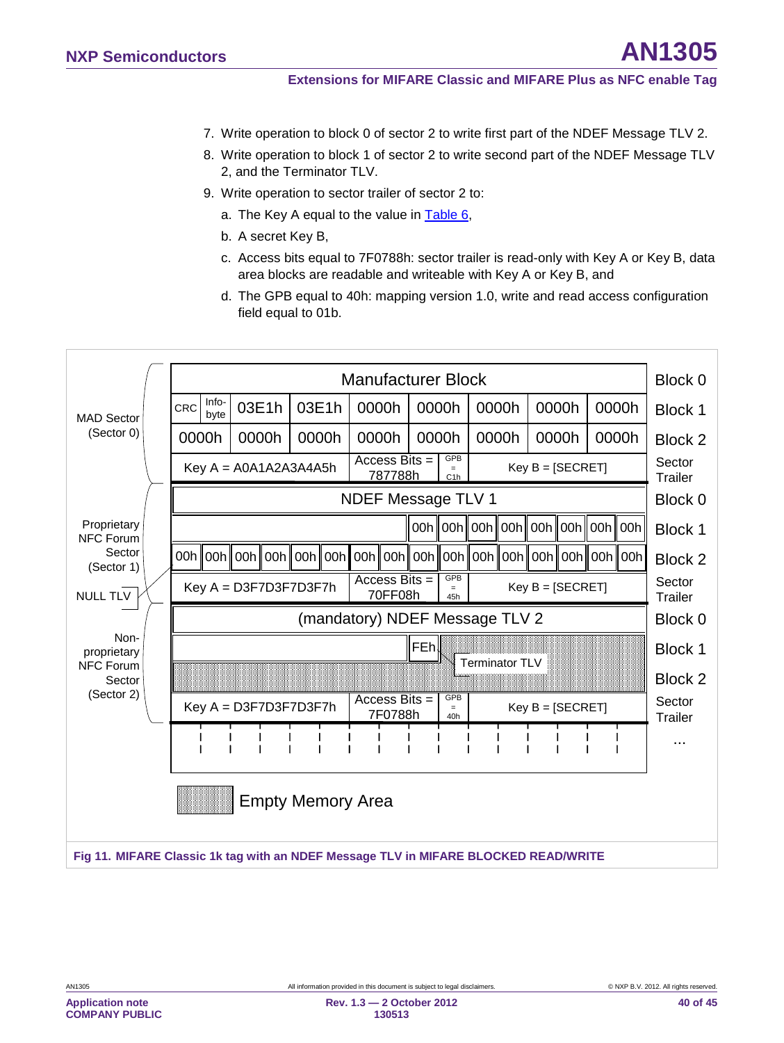7. Write operation to block 0 of sector 2 to write first part of the NDEF Message TLV 2.
8. Write operation to block 1 of sector 2 to write second part of the NDEF Message TLV 2, and the Terminator TLV.
9. Write operation to sector trailer of sector 2 to:
   a. The Key A equal to the value in Table 6,
   b. A secret Key B,
   c. Access bits equal to 7F0788h: sector trailer is read-only with Key A or Key B, data area blocks are readable and writeable with Key A or Key B, and
   d. The GPB equal to 40h: mapping version 1.0, write and read access configuration field equal to 01b.

| Sector | Content | Block |
|---|---|---|
| MAD Sector (Sector 0) | Manufacturer Block | Block 0 |
| | CRC, Info-byte, 03E1h, 03E1h, 0000h, 0000h, 0000h, 0000h, 0000h | Block 1 |
| | 0000h, 0000h, 0000h, 0000h, 0000h, 0000h, 0000h, 0000h | Block 2 |
| | Key A = A0A1A2A3A4A5h, Access Bits = 787788h, GPB = C1h, Key B = [SECRET] | Sector Trailer |
| Proprietary NFC Forum Sector (Sector 1) | NDEF Message TLV 1 | Block 0 |
| | 00h 00h 00h 00h 00h 00h 00h 00h (NULL TLV) | Block 1 |
| | 00h 00h 00h 00h 00h 00h 00h 00h 00h 00h 00h 00h 00h 00h 00h 00h | Block 2 |
| | Key A = D3F7D3F7D3F7h, Access Bits = 70FF08h, GPB = 45h, Key B = [SECRET] | Sector Trailer |
| Non-proprietary NFC Forum Sector (Sector 2) | (mandatory) NDEF Message TLV 2 | Block 0 |
| | FEh (Terminator TLV), Empty Memory Area | Block 1 |
| | Empty Memory Area | Block 2 |
| | Key A = D3F7D3F7D3F7h, Access Bits = 7F0788h, GPB = 40h, Key B = [SECRET] | Sector Trailer |
| | ... | ... |

Fig 11. MIFARE Classic 1k tag with an NDEF Message TLV in MIFARE BLOCKED READ/WRITE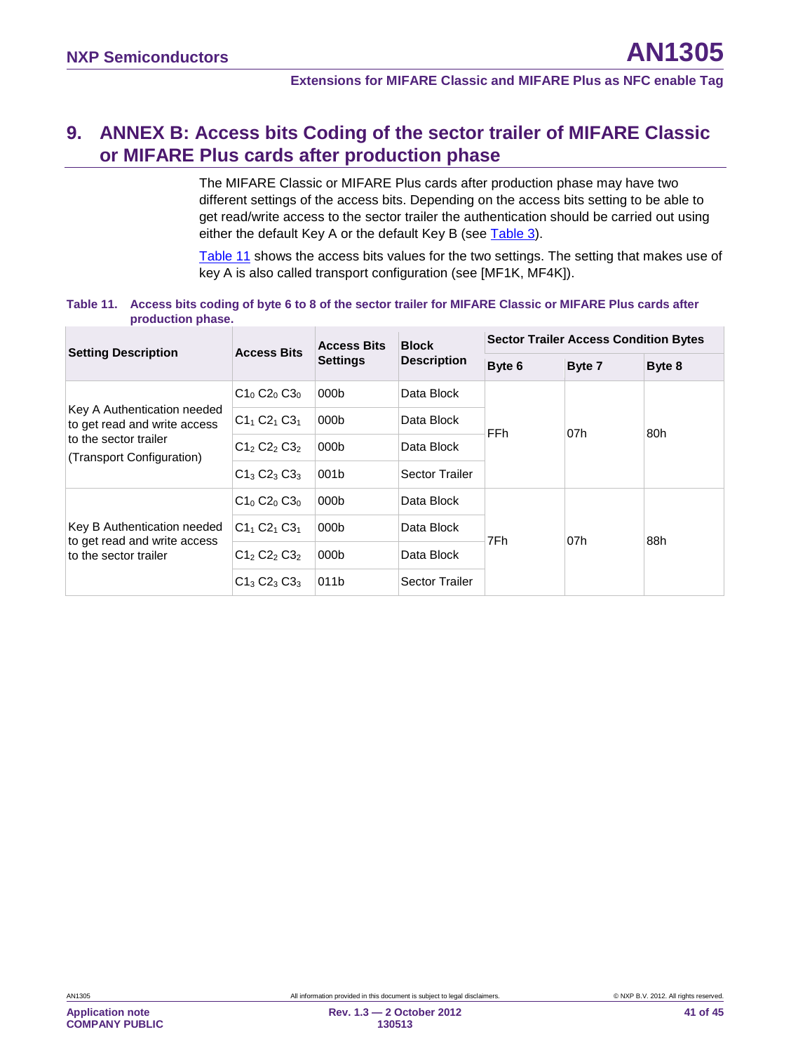# 9. ANNEX B: Access bits Coding of the sector trailer of MIFARE Classic or MIFARE Plus cards after production phase

The MIFARE Classic or MIFARE Plus cards after production phase may have two different settings of the access bits. Depending on the access bits setting to be able to get read/write access to the sector trailer the authentication should be carried out using either the default Key A or the default Key B (see Table 3).

Table 11 shows the access bits values for the two settings. The setting that makes use of key A is also called transport configuration (see [MF1K, MF4K]).

**Table 11. Access bits coding of byte 6 to 8 of the sector trailer for MIFARE Classic or MIFARE Plus cards after production phase.**

| Setting Description | Access Bits | Access Bits Settings | Block Description | Sector Trailer Access Condition Bytes | | |
|---|---|---|---|---|---|---|
| | | | | Byte 6 | Byte 7 | Byte 8 |
| Key A Authentication needed to get read and write access to the sector trailer (Transport Configuration) | $C1_0$ $C2_0$ $C3_0$ | 000b | Data Block | FFh | 07h | 80h |
| | $C1_1$ $C2_1$ $C3_1$ | 000b | Data Block | | | |
| | $C1_2$ $C2_2$ $C3_2$ | 000b | Data Block | | | |
| | $C1_3$ $C2_3$ $C3_3$ | 001b | Sector Trailer | | | |
| Key B Authentication needed to get read and write access to the sector trailer | $C1_0$ $C2_0$ $C3_0$ | 000b | Data Block | 7Fh | 07h | 88h |
| | $C1_1$ $C2_1$ $C3_1$ | 000b | Data Block | | | |
| | $C1_2$ $C2_2$ $C3_2$ | 000b | Data Block | | | |
| | $C1_3$ $C2_3$ $C3_3$ | 011b | Sector Trailer | | | |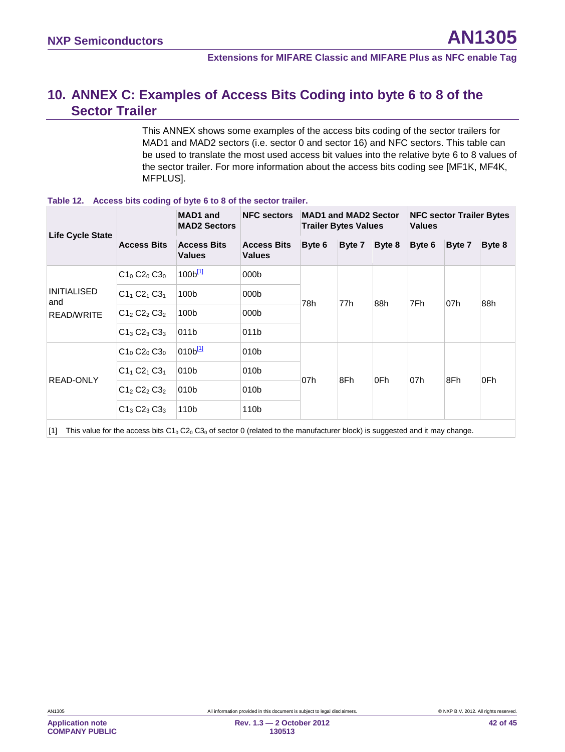## 10. ANNEX C: Examples of Access Bits Coding into byte 6 to 8 of the Sector Trailer

This ANNEX shows some examples of the access bits coding of the sector trailers for MAD1 and MAD2 sectors (i.e. sector 0 and sector 16) and NFC sectors. This table can be used to translate the most used access bit values into the relative byte 6 to 8 values of the sector trailer. For more information about the access bits coding see [MF1K, MF4K, MFPLUS].

**Table 12. Access bits coding of byte 6 to 8 of the sector trailer.**

| Life Cycle State | Access Bits | MAD1 and MAD2 Sectors Access Bits Values | NFC sectors Access Bits Values | MAD1 and MAD2 Sector Trailer Bytes Values Byte 6 | Byte 7 | Byte 8 | NFC sector Trailer Bytes Values Byte 6 | Byte 7 | Byte 8 |
|---|---|---|---|---|---|---|---|---|---|
| INITIALISED and READ/WRITE | $C1_0$ $C2_0$ $C3_0$ | 100b[1] | 000b | 78h | 77h | 88h | 7Fh | 07h | 88h |
| | $C1_1$ $C2_1$ $C3_1$ | 100b | 000b | | | | | | |
| | $C1_2$ $C2_2$ $C3_2$ | 100b | 000b | | | | | | |
| | $C1_3$ $C2_3$ $C3_3$ | 011b | 011b | | | | | | |
| READ-ONLY | $C1_0$ $C2_0$ $C3_0$ | 010b[1] | 010b | 07h | 8Fh | 0Fh | 07h | 8Fh | 0Fh |
| | $C1_1$ $C2_1$ $C3_1$ | 010b | 010b | | | | | | |
| | $C1_2$ $C2_2$ $C3_2$ | 010b | 010b | | | | | | |
| | $C1_3$ $C2_3$ $C3_3$ | 110b | 110b | | | | | | |

[1] This value for the access bits $C1_0$ $C2_0$ $C3_0$ of sector 0 (related to the manufacturer block) is suggested and it may change.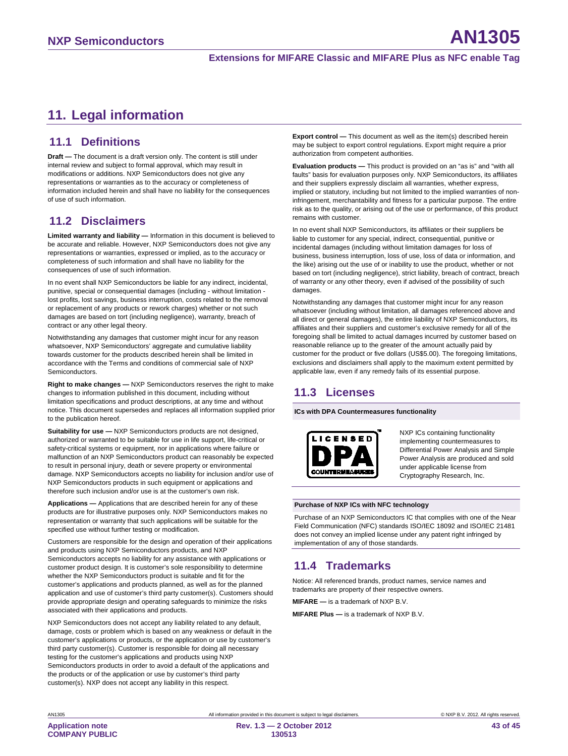# 11. Legal information

## 11.1 Definitions

**Draft —** The document is a draft version only. The content is still under internal review and subject to formal approval, which may result in modifications or additions. NXP Semiconductors does not give any representations or warranties as to the accuracy or completeness of information included herein and shall have no liability for the consequences of use of such information.

## 11.2 Disclaimers

**Limited warranty and liability —** Information in this document is believed to be accurate and reliable. However, NXP Semiconductors does not give any representations or warranties, expressed or implied, as to the accuracy or completeness of such information and shall have no liability for the consequences of use of such information.

In no event shall NXP Semiconductors be liable for any indirect, incidental, punitive, special or consequential damages (including - without limitation - lost profits, lost savings, business interruption, costs related to the removal or replacement of any products or rework charges) whether or not such damages are based on tort (including negligence), warranty, breach of contract or any other legal theory.

Notwithstanding any damages that customer might incur for any reason whatsoever, NXP Semiconductors' aggregate and cumulative liability towards customer for the products described herein shall be limited in accordance with the Terms and conditions of commercial sale of NXP Semiconductors.

**Right to make changes —** NXP Semiconductors reserves the right to make changes to information published in this document, including without limitation specifications and product descriptions, at any time and without notice. This document supersedes and replaces all information supplied prior to the publication hereof.

**Suitability for use —** NXP Semiconductors products are not designed, authorized or warranted to be suitable for use in life support, life-critical or safety-critical systems or equipment, nor in applications where failure or malfunction of an NXP Semiconductors product can reasonably be expected to result in personal injury, death or severe property or environmental damage. NXP Semiconductors accepts no liability for inclusion and/or use of NXP Semiconductors products in such equipment or applications and therefore such inclusion and/or use is at the customer's own risk.

**Applications —** Applications that are described herein for any of these products are for illustrative purposes only. NXP Semiconductors makes no representation or warranty that such applications will be suitable for the specified use without further testing or modification.

Customers are responsible for the design and operation of their applications and products using NXP Semiconductors products, and NXP Semiconductors accepts no liability for any assistance with applications or customer product design. It is customer's sole responsibility to determine whether the NXP Semiconductors product is suitable and fit for the customer's applications and products planned, as well as for the planned application and use of customer's third party customer(s). Customers should provide appropriate design and operating safeguards to minimize the risks associated with their applications and products.

NXP Semiconductors does not accept any liability related to any default, damage, costs or problem which is based on any weakness or default in the customer's applications or products, or the application or use by customer's third party customer(s). Customer is responsible for doing all necessary testing for the customer's applications and products using NXP Semiconductors products in order to avoid a default of the applications and the products or of the application or use by customer's third party customer(s). NXP does not accept any liability in this respect.

**Export control —** This document as well as the item(s) described herein may be subject to export control regulations. Export might require a prior authorization from competent authorities.

**Evaluation products —** This product is provided on an "as is" and "with all faults" basis for evaluation purposes only. NXP Semiconductors, its affiliates and their suppliers expressly disclaim all warranties, whether express, implied or statutory, including but not limited to the implied warranties of non-infringement, merchantability and fitness for a particular purpose. The entire risk as to the quality, or arising out of the use or performance, of this product remains with customer.

In no event shall NXP Semiconductors, its affiliates or their suppliers be liable to customer for any special, indirect, consequential, punitive or incidental damages (including without limitation damages for loss of business, business interruption, loss of use, loss of data or information, and the like) arising out the use of or inability to use the product, whether or not based on tort (including negligence), strict liability, breach of contract, breach of warranty or any other theory, even if advised of the possibility of such damages.

Notwithstanding any damages that customer might incur for any reason whatsoever (including without limitation, all damages referenced above and all direct or general damages), the entire liability of NXP Semiconductors, its affiliates and their suppliers and customer's exclusive remedy for all of the foregoing shall be limited to actual damages incurred by customer based on reasonable reliance up to the greater of the amount actually paid by customer for the product or five dollars (US$5.00). The foregoing limitations, exclusions and disclaimers shall apply to the maximum extent permitted by applicable law, even if any remedy fails of its essential purpose.

## 11.3 Licenses

**ICs with DPA Countermeasures functionality**

LICENSED DPA COUNTERMEASURES

NXP ICs containing functionality implementing countermeasures to Differential Power Analysis and Simple Power Analysis are produced and sold under applicable license from Cryptography Research, Inc.

**Purchase of NXP ICs with NFC technology**

Purchase of an NXP Semiconductors IC that complies with one of the Near Field Communication (NFC) standards ISO/IEC 18092 and ISO/IEC 21481 does not convey an implied license under any patent right infringed by implementation of any of those standards.

## 11.4 Trademarks

Notice: All referenced brands, product names, service names and trademarks are property of their respective owners.

**MIFARE —** is a trademark of NXP B.V.

**MIFARE Plus —** is a trademark of NXP B.V.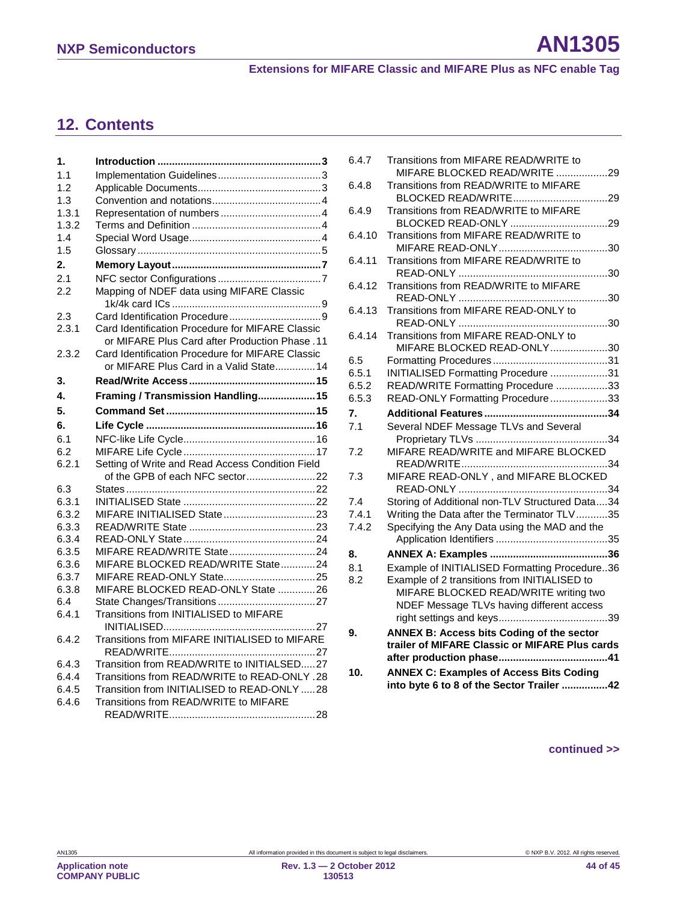## 12. Contents

| | | |
|---|---|---|
| **1.** | **Introduction** | **3** |
| 1.1 | Implementation Guidelines | 3 |
| 1.2 | Applicable Documents | 3 |
| 1.3 | Convention and notations | 4 |
| 1.3.1 | Representation of numbers | 4 |
| 1.3.2 | Terms and Definition | 4 |
| 1.4 | Special Word Usage | 4 |
| 1.5 | Glossary | 5 |
| **2.** | **Memory Layout** | **7** |
| 2.1 | NFC sector Configurations | 7 |
| 2.2 | Mapping of NDEF data using MIFARE Classic 1k/4k card ICs | 9 |
| 2.3 | Card Identification Procedure | 9 |
| 2.3.1 | Card Identification Procedure for MIFARE Classic or MIFARE Plus Card after Production Phase | 11 |
| 2.3.2 | Card Identification Procedure for MIFARE Classic or MIFARE Plus Card in a Valid State | 14 |
| **3.** | **Read/Write Access** | **15** |
| **4.** | **Framing / Transmission Handling** | **15** |
| **5.** | **Command Set** | **15** |
| **6.** | **Life Cycle** | **16** |
| 6.1 | NFC-like Life Cycle | 16 |
| 6.2 | MIFARE Life Cycle | 17 |
| 6.2.1 | Setting of Write and Read Access Condition Field of the GPB of each NFC sector | 22 |
| 6.3 | States | 22 |
| 6.3.1 | INITIALISED State | 22 |
| 6.3.2 | MIFARE INITIALISED State | 23 |
| 6.3.3 | READ/WRITE State | 23 |
| 6.3.4 | READ-ONLY State | 24 |
| 6.3.5 | MIFARE READ/WRITE State | 24 |
| 6.3.6 | MIFARE BLOCKED READ/WRITE State | 24 |
| 6.3.7 | MIFARE READ-ONLY State | 25 |
| 6.3.8 | MIFARE BLOCKED READ-ONLY State | 26 |
| 6.4 | State Changes/Transitions | 27 |
| 6.4.1 | Transitions from INITIALISED to MIFARE INITIALISED | 27 |
| 6.4.2 | Transitions from MIFARE INITIALISED to MIFARE READ/WRITE | 27 |
| 6.4.3 | Transition from READ/WRITE to INITIALSED | 27 |
| 6.4.4 | Transitions from READ/WRITE to READ-ONLY | 28 |
| 6.4.5 | Transition from INITIALISED to READ-ONLY | 28 |
| 6.4.6 | Transitions from READ/WRITE to MIFARE READ/WRITE | 28 |
| 6.4.7 | Transitions from MIFARE READ/WRITE to MIFARE BLOCKED READ/WRITE | 29 |
| 6.4.8 | Transitions from READ/WRITE to MIFARE BLOCKED READ/WRITE | 29 |
| 6.4.9 | Transitions from READ/WRITE to MIFARE BLOCKED READ-ONLY | 29 |
| 6.4.10 | Transitions from MIFARE READ/WRITE to MIFARE READ-ONLY | 30 |
| 6.4.11 | Transitions from MIFARE READ/WRITE to READ-ONLY | 30 |
| 6.4.12 | Transitions from READ/WRITE to MIFARE READ-ONLY | 30 |
| 6.4.13 | Transitions from MIFARE READ-ONLY to READ-ONLY | 30 |
| 6.4.14 | Transitions from MIFARE READ-ONLY to MIFARE BLOCKED READ-ONLY | 30 |
| 6.5 | Formatting Procedures | 31 |
| 6.5.1 | INITIALISED Formatting Procedure | 31 |
| 6.5.2 | READ/WRITE Formatting Procedure | 33 |
| 6.5.3 | READ-ONLY Formatting Procedure | 33 |
| **7.** | **Additional Features** | **34** |
| 7.1 | Several NDEF Message TLVs and Several Proprietary TLVs | 34 |
| 7.2 | MIFARE READ/WRITE and MIFARE BLOCKED READ/WRITE | 34 |
| 7.3 | MIFARE READ-ONLY , and MIFARE BLOCKED READ-ONLY | 34 |
| 7.4 | Storing of Additional non-TLV Structured Data | 34 |
| 7.4.1 | Writing the Data after the Terminator TLV | 35 |
| 7.4.2 | Specifying the Any Data using the MAD and the Application Identifiers | 35 |
| **8.** | **ANNEX A: Examples** | **36** |
| 8.1 | Example of INITIALISED Formatting Procedure | 36 |
| 8.2 | Example of 2 transitions from INITIALISED to MIFARE BLOCKED READ/WRITE writing two NDEF Message TLVs having different access right settings and keys | 39 |
| **9.** | **ANNEX B: Access bits Coding of the sector trailer of MIFARE Classic or MIFARE Plus cards after production phase** | **41** |
| **10.** | **ANNEX C: Examples of Access Bits Coding into byte 6 to 8 of the Sector Trailer** | **42** |

**continued >>**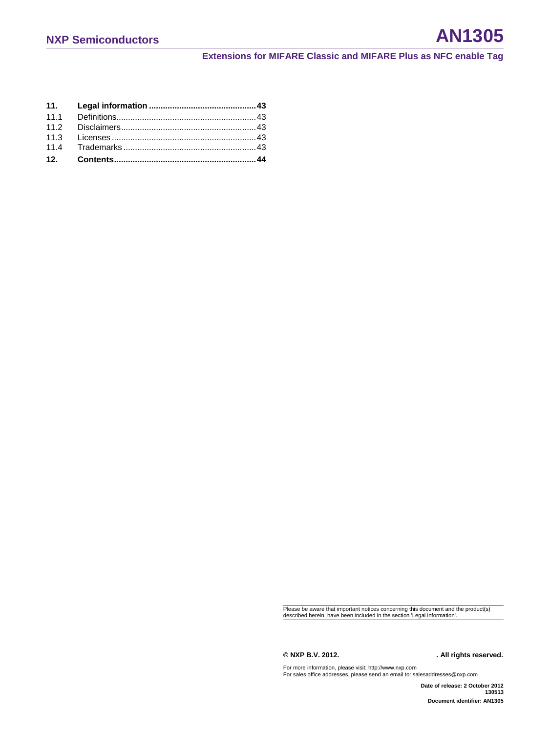| | | |
|---|---|---|
| **11.** | **Legal information** | **43** |
| 11.1 | Definitions | 43 |
| 11.2 | Disclaimers | 43 |
| 11.3 | Licenses | 43 |
| 11.4 | Trademarks | 43 |
| **12.** | **Contents** | **44** |

Please be aware that important notices concerning this document and the product(s) described herein, have been included in the section 'Legal information'.

**© NXP B.V. 2012. . All rights reserved.**

For more information, please visit: http://www.nxp.com
For sales office addresses, please send an email to: salesaddresses@nxp.com

**Date of release: 2 October 2012**
**130513**
**Document identifier: AN1305**